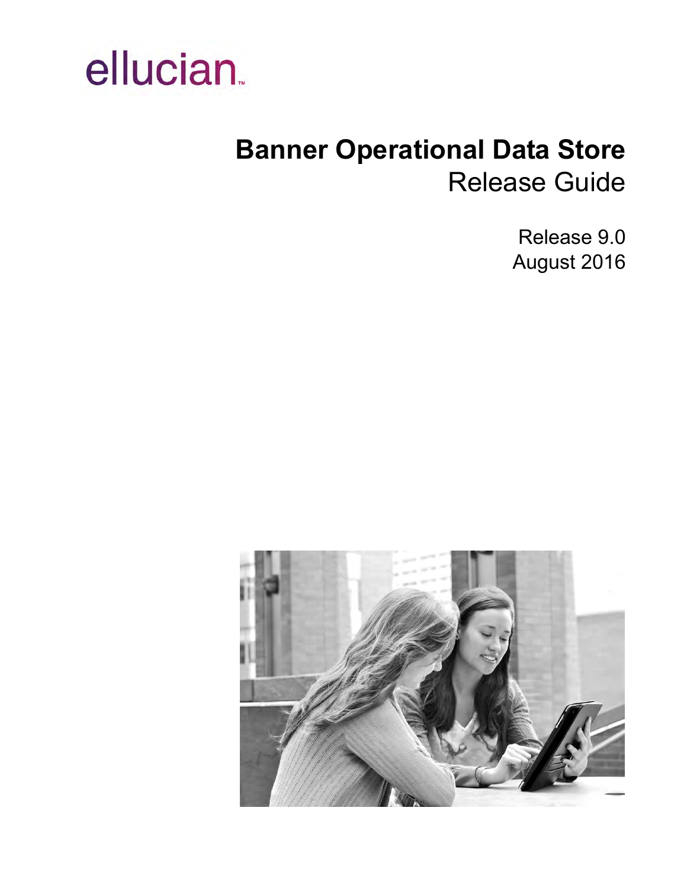ellucian

# Banner Operational Data Store

## Release Guide

Release 9.0

August 2016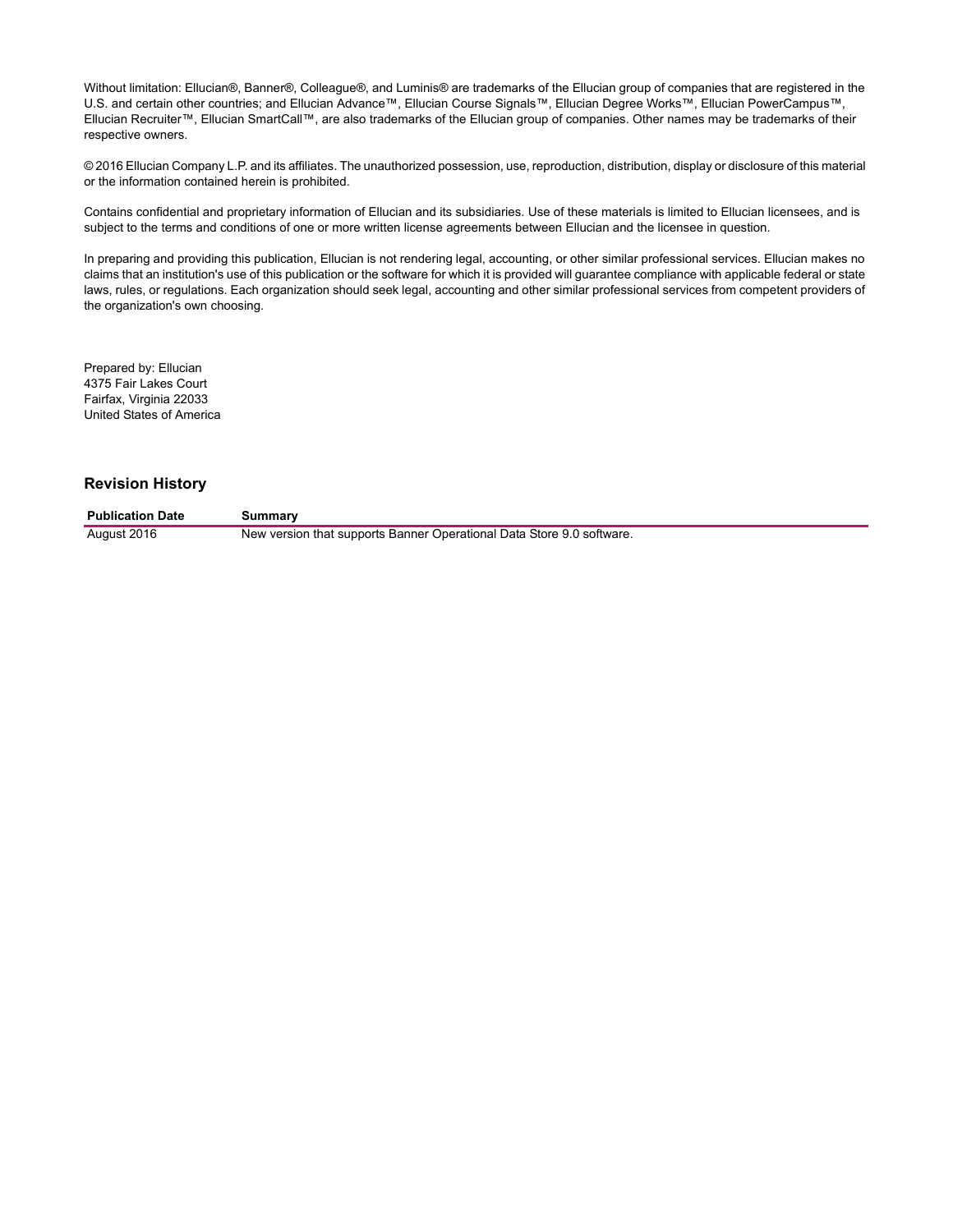Without limitation: Ellucian®, Banner®, Colleague®, and Luminis® are trademarks of the Ellucian group of companies that are registered in the U.S. and certain other countries; and Ellucian Advance™, Ellucian Course Signals™, Ellucian Degree Works™, Ellucian PowerCampus™, Ellucian Recruiter™, Ellucian SmartCall™, are also trademarks of the Ellucian group of companies. Other names may be trademarks of their respective owners.

© 2016 Ellucian Company L.P. and its affiliates. The unauthorized possession, use, reproduction, distribution, display or disclosure of this material or the information contained herein is prohibited.

Contains confidential and proprietary information of Ellucian and its subsidiaries. Use of these materials is limited to Ellucian licensees, and is subject to the terms and conditions of one or more written license agreements between Ellucian and the licensee in question.

In preparing and providing this publication, Ellucian is not rendering legal, accounting, or other similar professional services. Ellucian makes no claims that an institution's use of this publication or the software for which it is provided will guarantee compliance with applicable federal or state laws, rules, or regulations. Each organization should seek legal, accounting and other similar professional services from competent providers of the organization's own choosing.

Prepared by: Ellucian
4375 Fair Lakes Court
Fairfax, Virginia 22033
United States of America

## Revision History

| Publication Date | Summary |
| --- | --- |
| August 2016 | New version that supports Banner Operational Data Store 9.0 software. |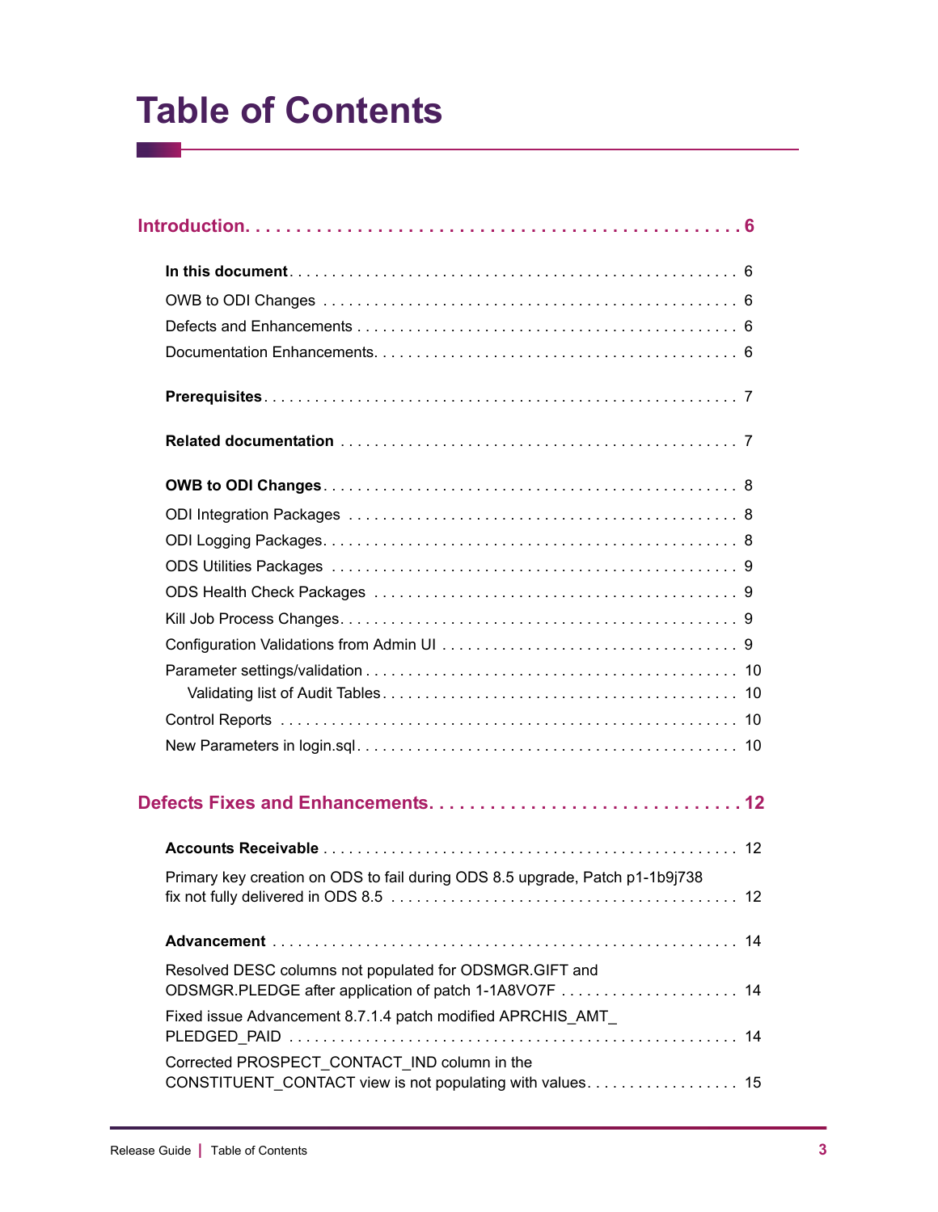# Table of Contents

**Introduction . . . . . . . . . . 6**

- **In this document** . . . . . . . . . . 6
- OWB to ODI Changes . . . . . . . . . . 6
- Defects and Enhancements . . . . . . . . . . 6
- Documentation Enhancements . . . . . . . . . . 6

- **Prerequisites** . . . . . . . . . . 7

- **Related documentation** . . . . . . . . . . 7

- **OWB to ODI Changes** . . . . . . . . . . 8
- ODI Integration Packages . . . . . . . . . . 8
- ODI Logging Packages . . . . . . . . . . 8
- ODS Utilities Packages . . . . . . . . . . 9
- ODS Health Check Packages . . . . . . . . . . 9
- Kill Job Process Changes . . . . . . . . . . 9
- Configuration Validations from Admin UI . . . . . . . . . . 9
- Parameter settings/validation . . . . . . . . . . 10
  - Validating list of Audit Tables . . . . . . . . . . 10
- Control Reports . . . . . . . . . . 10
- New Parameters in login.sql . . . . . . . . . . 10

**Defects Fixes and Enhancements . . . . . . . . . . 12**

- **Accounts Receivable** . . . . . . . . . . 12
- Primary key creation on ODS to fail during ODS 8.5 upgrade, Patch p1-1b9j738 fix not fully delivered in ODS 8.5 . . . . . . . . . . 12

- **Advancement** . . . . . . . . . . 14
- Resolved DESC columns not populated for ODSMGR.GIFT and ODSMGR.PLEDGE after application of patch 1-1A8VO7F . . . . . . . . . . 14
- Fixed issue Advancement 8.7.1.4 patch modified APRCHIS_AMT_PLEDGED_PAID . . . . . . . . . . 14
- Corrected PROSPECT_CONTACT_IND column in the CONSTITUENT_CONTACT view is not populating with values . . . . . . . . . . 15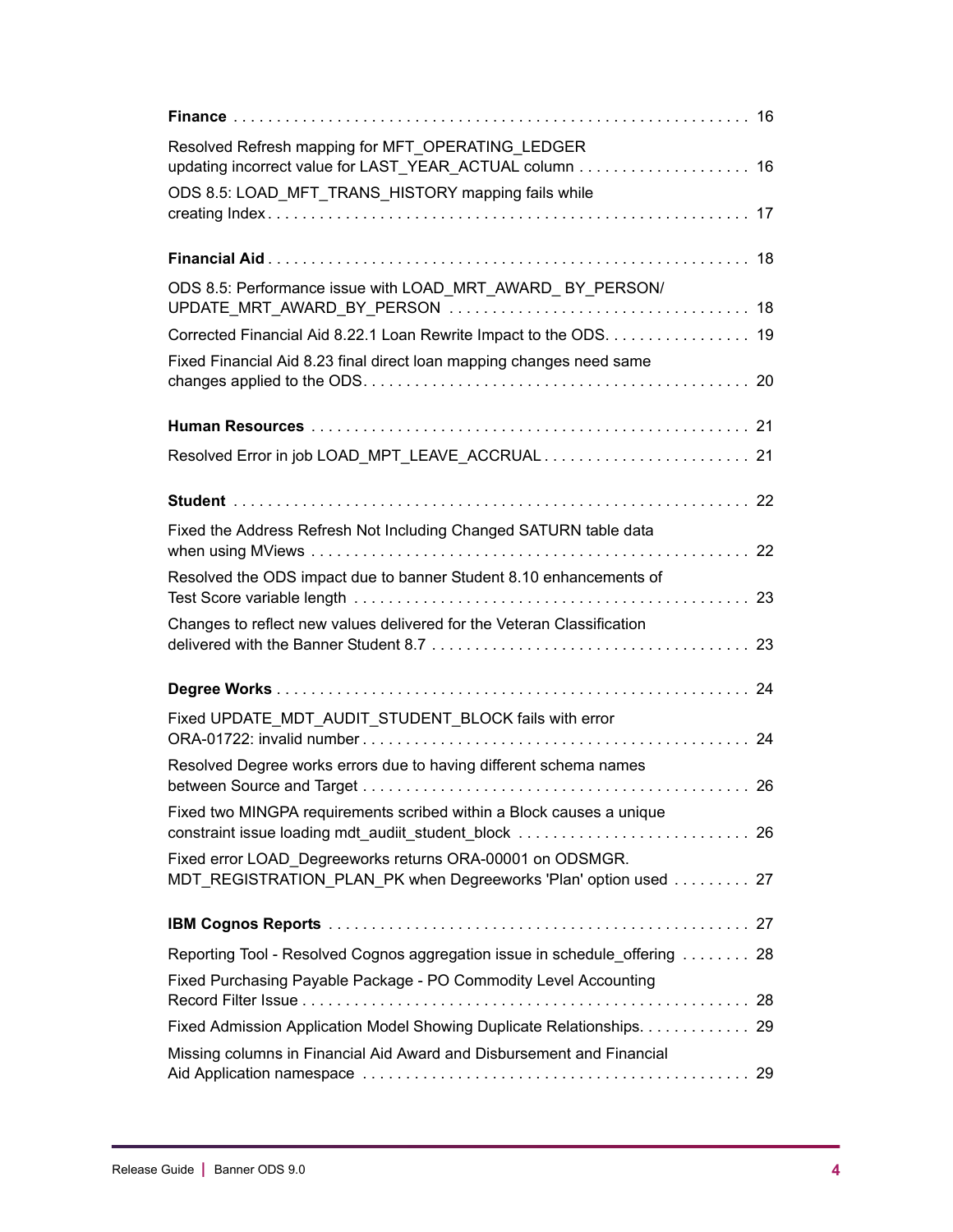**Finance** . . . . . . . . . . . . . . . . . . . . . . . . . . . . . . . . . . . . . . . . . . . . . . . . . . . . . . . . . . 16

Resolved Refresh mapping for MFT_OPERATING_LEDGER updating incorrect value for LAST_YEAR_ACTUAL column . . . . . . . . . . . . . . . . . . . . 16

ODS 8.5: LOAD_MFT_TRANS_HISTORY mapping fails while creating Index . . . . . . . . . . . . . . . . . . . . . . . . . . . . . . . . . . . . . . . . . . . . . . . . . . . . . . 17

**Financial Aid** . . . . . . . . . . . . . . . . . . . . . . . . . . . . . . . . . . . . . . . . . . . . . . . . . . . . . . 18

ODS 8.5: Performance issue with LOAD_MRT_AWARD_ BY_PERSON/ UPDATE_MRT_AWARD_BY_PERSON . . . . . . . . . . . . . . . . . . . . . . . . . . . . . . . . . . 18

Corrected Financial Aid 8.22.1 Loan Rewrite Impact to the ODS. . . . . . . . . . . . . . . . . 19

Fixed Financial Aid 8.23 final direct loan mapping changes need same changes applied to the ODS. . . . . . . . . . . . . . . . . . . . . . . . . . . . . . . . . . . . . . . . . . . . 20

**Human Resources** . . . . . . . . . . . . . . . . . . . . . . . . . . . . . . . . . . . . . . . . . . . . . . . . . . 21

Resolved Error in job LOAD_MPT_LEAVE_ACCRUAL . . . . . . . . . . . . . . . . . . . . . . . . 21

**Student** . . . . . . . . . . . . . . . . . . . . . . . . . . . . . . . . . . . . . . . . . . . . . . . . . . . . . . . . . . . 22

Fixed the Address Refresh Not Including Changed SATURN table data when using MViews . . . . . . . . . . . . . . . . . . . . . . . . . . . . . . . . . . . . . . . . . . . . . . . . . . . 22

Resolved the ODS impact due to banner Student 8.10 enhancements of Test Score variable length . . . . . . . . . . . . . . . . . . . . . . . . . . . . . . . . . . . . . . . . . . . . . 23

Changes to reflect new values delivered for the Veteran Classification delivered with the Banner Student 8.7 . . . . . . . . . . . . . . . . . . . . . . . . . . . . . . . . . . . . . 23

**Degree Works** . . . . . . . . . . . . . . . . . . . . . . . . . . . . . . . . . . . . . . . . . . . . . . . . . . . . . . 24

Fixed UPDATE_MDT_AUDIT_STUDENT_BLOCK fails with error ORA-01722: invalid number . . . . . . . . . . . . . . . . . . . . . . . . . . . . . . . . . . . . . . . . . . . . 24

Resolved Degree works errors due to having different schema names between Source and Target . . . . . . . . . . . . . . . . . . . . . . . . . . . . . . . . . . . . . . . . . . . . 26

Fixed two MINGPA requirements scribed within a Block causes a unique constraint issue loading mdt_audiit_student_block . . . . . . . . . . . . . . . . . . . . . . . . . . 26

Fixed error LOAD_Degreeworks returns ORA-00001 on ODSMGR. MDT_REGISTRATION_PLAN_PK when Degreeworks 'Plan' option used . . . . . . . . . 27

**IBM Cognos Reports** . . . . . . . . . . . . . . . . . . . . . . . . . . . . . . . . . . . . . . . . . . . . . . . . 27

Reporting Tool - Resolved Cognos aggregation issue in schedule_offering . . . . . . . . 28

Fixed Purchasing Payable Package - PO Commodity Level Accounting Record Filter Issue . . . . . . . . . . . . . . . . . . . . . . . . . . . . . . . . . . . . . . . . . . . . . . . . . . . 28

Fixed Admission Application Model Showing Duplicate Relationships. . . . . . . . . . . . . 29

Missing columns in Financial Aid Award and Disbursement and Financial Aid Application namespace . . . . . . . . . . . . . . . . . . . . . . . . . . . . . . . . . . . . . . . . . . . 29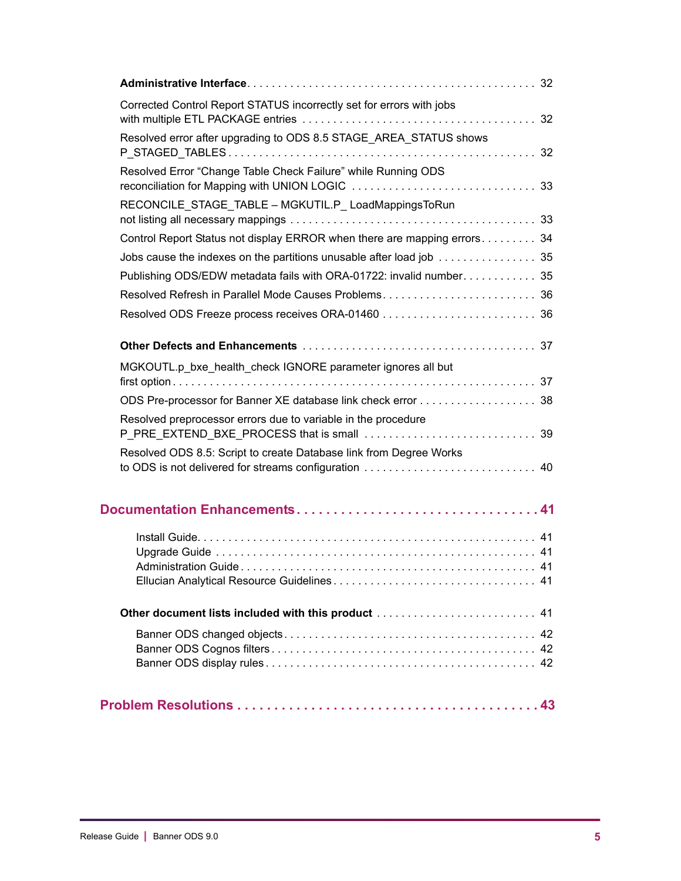**Administrative Interface** . . . . . . . . . . . . . . . . . . . . . . . . . . . . . . . . . . . . . . . . . . . . . . 32

Corrected Control Report STATUS incorrectly set for errors with jobs with multiple ETL PACKAGE entries . . . . . . . . . . . . . . . . . . . . . . . . . . . . . . . . . . . . . 32

Resolved error after upgrading to ODS 8.5 STAGE_AREA_STATUS shows P_STAGED_TABLES . . . . . . . . . . . . . . . . . . . . . . . . . . . . . . . . . . . . . . . . . . . . . . . . . 32

Resolved Error “Change Table Check Failure” while Running ODS reconciliation for Mapping with UNION LOGIC . . . . . . . . . . . . . . . . . . . . . . . . . . . . . 33

RECONCILE_STAGE_TABLE – MGKUTIL.P_ LoadMappingsToRun not listing all necessary mappings . . . . . . . . . . . . . . . . . . . . . . . . . . . . . . . . . . . . . . . 33

Control Report Status not display ERROR when there are mapping errors. . . . . . . . . 34

Jobs cause the indexes on the partitions unusable after load job . . . . . . . . . . . . . . . . 35

Publishing ODS/EDW metadata fails with ORA-01722: invalid number. . . . . . . . . . . . 35

Resolved Refresh in Parallel Mode Causes Problems. . . . . . . . . . . . . . . . . . . . . . . . . 36

Resolved ODS Freeze process receives ORA-01460 . . . . . . . . . . . . . . . . . . . . . . . . . 36

**Other Defects and Enhancements** . . . . . . . . . . . . . . . . . . . . . . . . . . . . . . . . . . . . . 37

MGKOUTL.p_bxe_health_check IGNORE parameter ignores all but first option . . . . . . . . . . . . . . . . . . . . . . . . . . . . . . . . . . . . . . . . . . . . . . . . . . . . . . . . . . 37

ODS Pre-processor for Banner XE database link check error . . . . . . . . . . . . . . . . . . . 38

Resolved preprocessor errors due to variable in the procedure P_PRE_EXTEND_BXE_PROCESS that is small . . . . . . . . . . . . . . . . . . . . . . . . . . . . 39

Resolved ODS 8.5: Script to create Database link from Degree Works to ODS is not delivered for streams configuration . . . . . . . . . . . . . . . . . . . . . . . . . . . . 40

## Documentation Enhancements . . . . . . . . . . . . . . . . . . . . . . . . . . . . . . . . 41

Install Guide. . . . . . . . . . . . . . . . . . . . . . . . . . . . . . . . . . . . . . . . . . . . . . . . . . . . . . 41
Upgrade Guide . . . . . . . . . . . . . . . . . . . . . . . . . . . . . . . . . . . . . . . . . . . . . . . . . . . . 41
Administration Guide . . . . . . . . . . . . . . . . . . . . . . . . . . . . . . . . . . . . . . . . . . . . . . . 41
Ellucian Analytical Resource Guidelines . . . . . . . . . . . . . . . . . . . . . . . . . . . . . . . . . 41

**Other document lists included with this product** . . . . . . . . . . . . . . . . . . . . . . . . . . 41

Banner ODS changed objects . . . . . . . . . . . . . . . . . . . . . . . . . . . . . . . . . . . . . . . . . 42
Banner ODS Cognos filters . . . . . . . . . . . . . . . . . . . . . . . . . . . . . . . . . . . . . . . . . . . 42
Banner ODS display rules . . . . . . . . . . . . . . . . . . . . . . . . . . . . . . . . . . . . . . . . . . . . 42

## Problem Resolutions . . . . . . . . . . . . . . . . . . . . . . . . . . . . . . . . . . . . . . . . . 43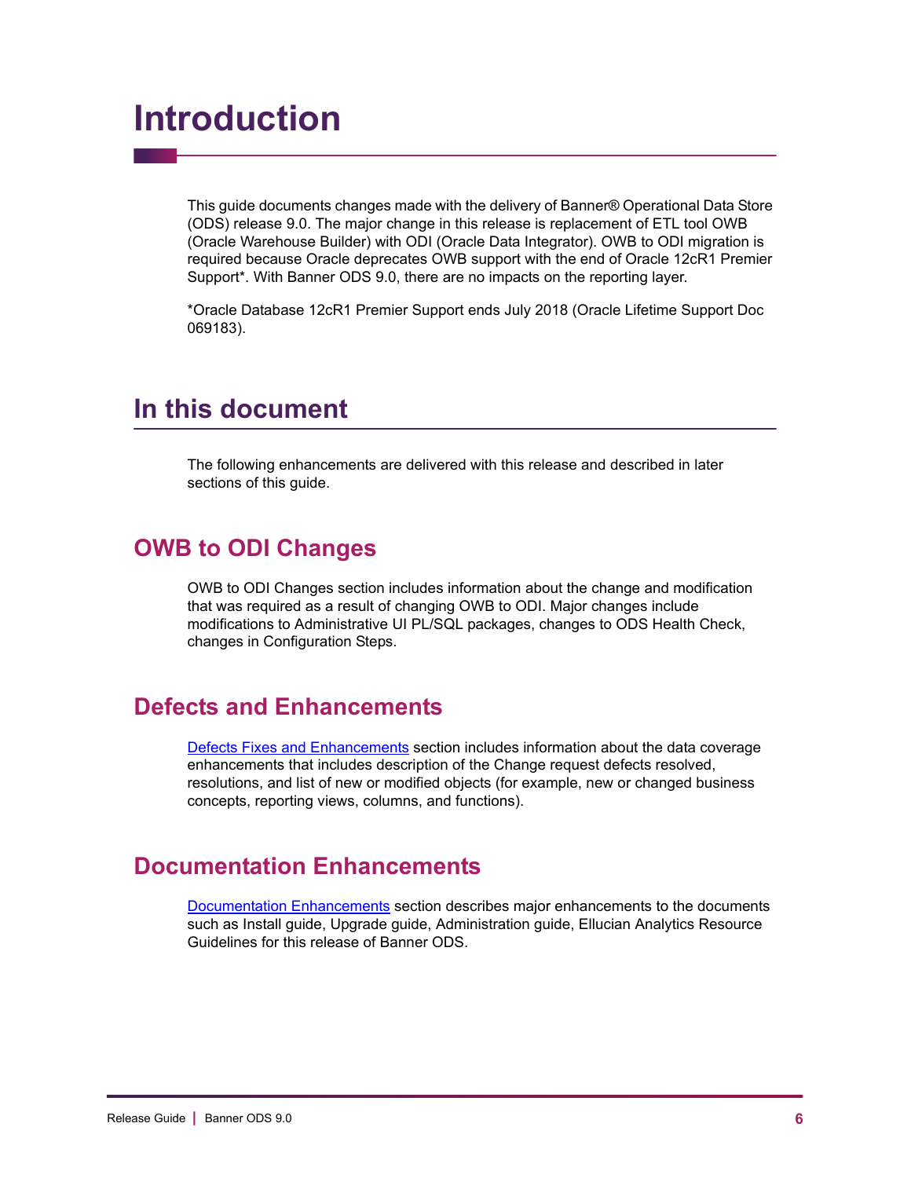# Introduction

This guide documents changes made with the delivery of Banner® Operational Data Store (ODS) release 9.0. The major change in this release is replacement of ETL tool OWB (Oracle Warehouse Builder) with ODI (Oracle Data Integrator). OWB to ODI migration is required because Oracle deprecates OWB support with the end of Oracle 12cR1 Premier Support*. With Banner ODS 9.0, there are no impacts on the reporting layer.

*Oracle Database 12cR1 Premier Support ends July 2018 (Oracle Lifetime Support Doc 069183).

## In this document

The following enhancements are delivered with this release and described in later sections of this guide.

### OWB to ODI Changes

OWB to ODI Changes section includes information about the change and modification that was required as a result of changing OWB to ODI. Major changes include modifications to Administrative UI PL/SQL packages, changes to ODS Health Check, changes in Configuration Steps.

### Defects and Enhancements

Defects Fixes and Enhancements section includes information about the data coverage enhancements that includes description of the Change request defects resolved, resolutions, and list of new or modified objects (for example, new or changed business concepts, reporting views, columns, and functions).

### Documentation Enhancements

Documentation Enhancements section describes major enhancements to the documents such as Install guide, Upgrade guide, Administration guide, Ellucian Analytics Resource Guidelines for this release of Banner ODS.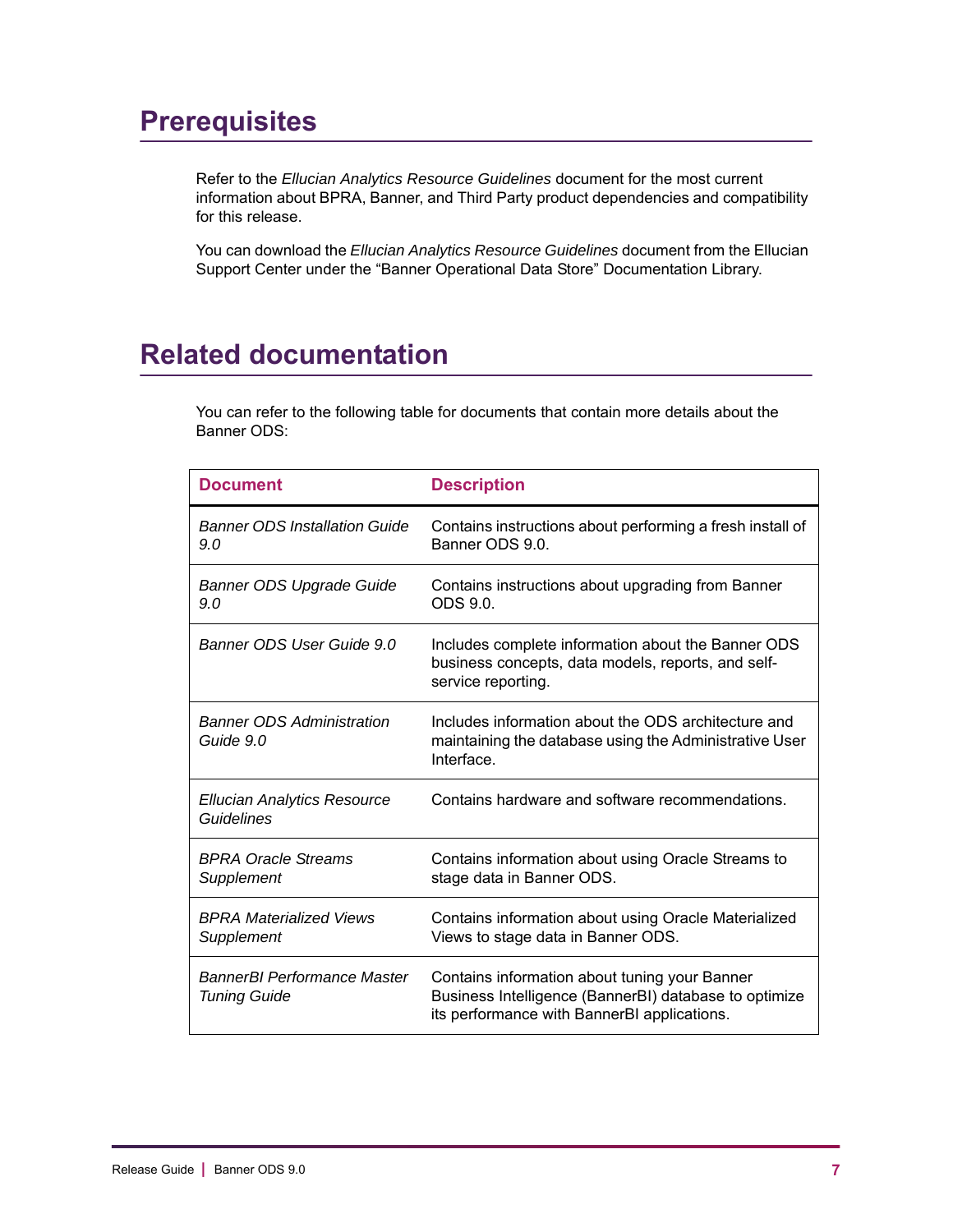## Prerequisites

Refer to the *Ellucian Analytics Resource Guidelines* document for the most current information about BPRA, Banner, and Third Party product dependencies and compatibility for this release.

You can download the *Ellucian Analytics Resource Guidelines* document from the Ellucian Support Center under the "Banner Operational Data Store" Documentation Library.

## Related documentation

You can refer to the following table for documents that contain more details about the Banner ODS:

| Document | Description |
|---|---|
| *Banner ODS Installation Guide 9.0* | Contains instructions about performing a fresh install of Banner ODS 9.0. |
| *Banner ODS Upgrade Guide 9.0* | Contains instructions about upgrading from Banner ODS 9.0. |
| *Banner ODS User Guide 9.0* | Includes complete information about the Banner ODS business concepts, data models, reports, and self-service reporting. |
| *Banner ODS Administration Guide 9.0* | Includes information about the ODS architecture and maintaining the database using the Administrative User Interface. |
| *Ellucian Analytics Resource Guidelines* | Contains hardware and software recommendations. |
| *BPRA Oracle Streams Supplement* | Contains information about using Oracle Streams to stage data in Banner ODS. |
| *BPRA Materialized Views Supplement* | Contains information about using Oracle Materialized Views to stage data in Banner ODS. |
| *BannerBI Performance Master Tuning Guide* | Contains information about tuning your Banner Business Intelligence (BannerBI) database to optimize its performance with BannerBI applications. |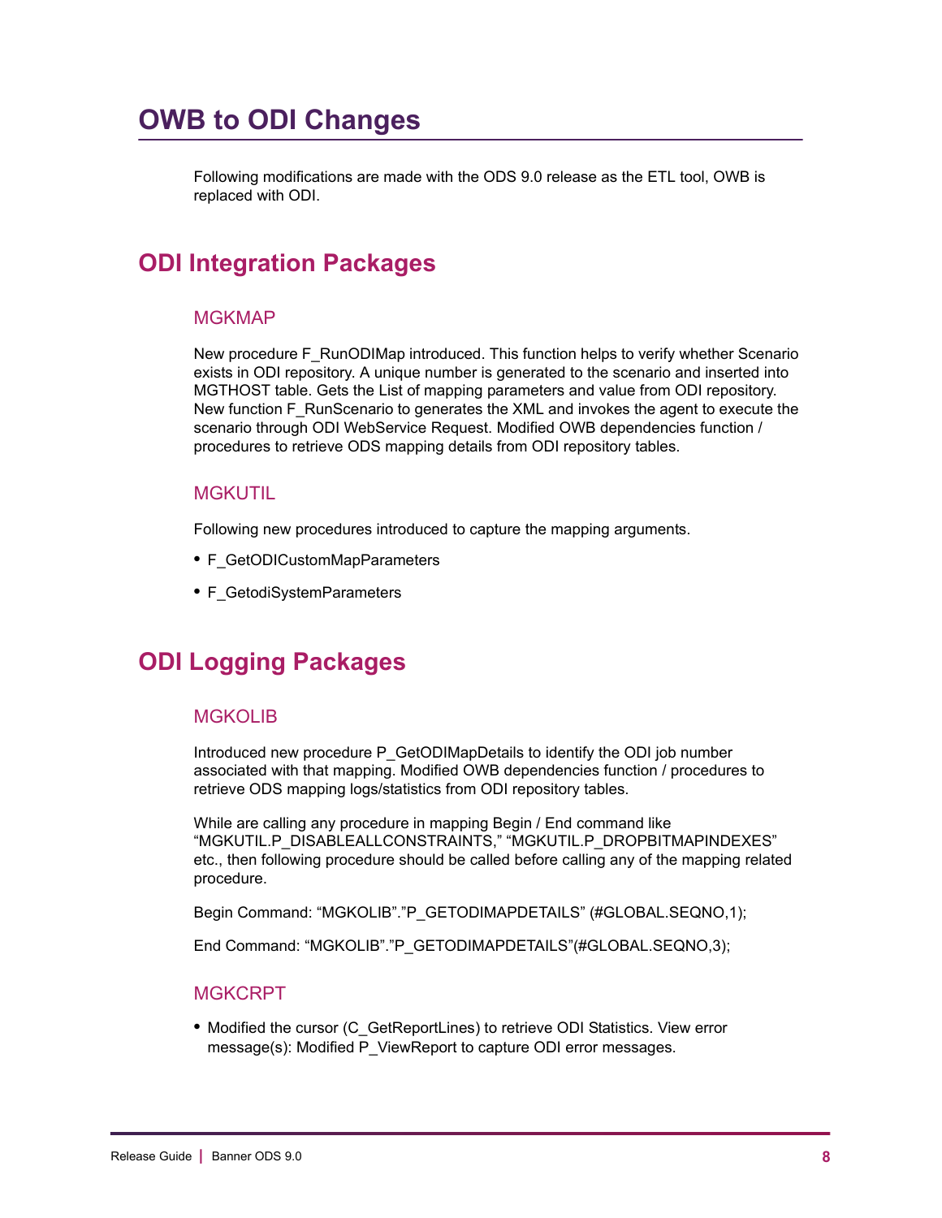# OWB to ODI Changes

Following modifications are made with the ODS 9.0 release as the ETL tool, OWB is replaced with ODI.

## ODI Integration Packages

### MGKMAP

New procedure F_RunODIMap introduced. This function helps to verify whether Scenario exists in ODI repository. A unique number is generated to the scenario and inserted into MGTHOST table. Gets the List of mapping parameters and value from ODI repository. New function F_RunScenario to generates the XML and invokes the agent to execute the scenario through ODI WebService Request. Modified OWB dependencies function / procedures to retrieve ODS mapping details from ODI repository tables.

### MGKUTIL

Following new procedures introduced to capture the mapping arguments.

- F_GetODICustomMapParameters
- F_GetodiSystemParameters

## ODI Logging Packages

### MGKOLIB

Introduced new procedure P_GetODIMapDetails to identify the ODI job number associated with that mapping. Modified OWB dependencies function / procedures to retrieve ODS mapping logs/statistics from ODI repository tables.

While are calling any procedure in mapping Begin / End command like “MGKUTIL.P_DISABLEALLCONSTRAINTS,” “MGKUTIL.P_DROPBITMAPINDEXES” etc., then following procedure should be called before calling any of the mapping related procedure.

Begin Command: “MGKOLIB”.”P_GETODIMAPDETAILS” (#GLOBAL.SEQNO,1);

End Command: “MGKOLIB”.”P_GETODIMAPDETAILS”(#GLOBAL.SEQNO,3);

### MGKCRPT

- Modified the cursor (C_GetReportLines) to retrieve ODI Statistics. View error message(s): Modified P_ViewReport to capture ODI error messages.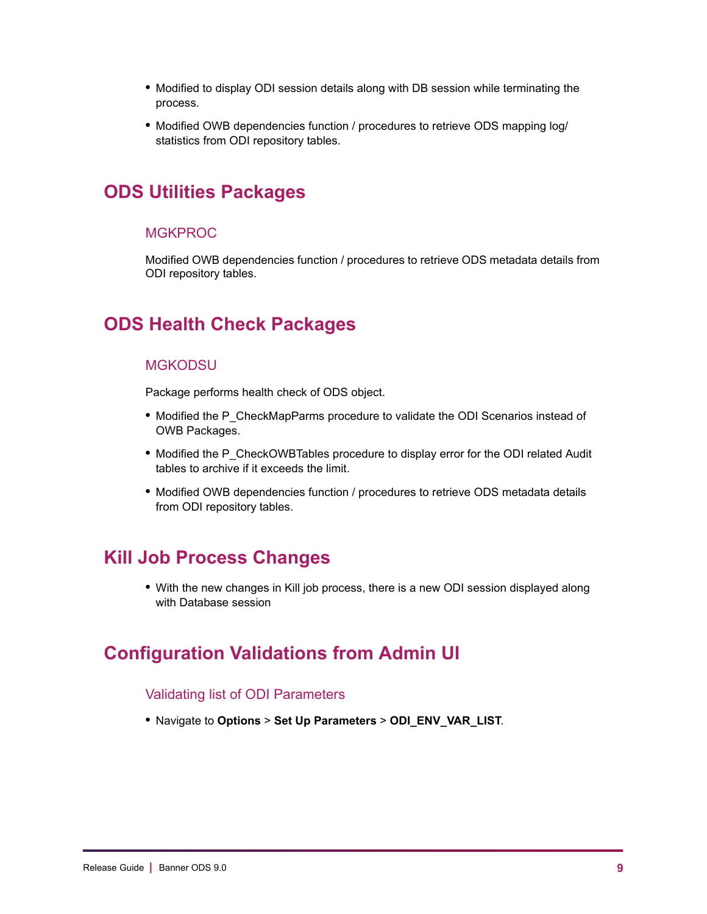- Modified to display ODI session details along with DB session while terminating the process.
- Modified OWB dependencies function / procedures to retrieve ODS mapping log/ statistics from ODI repository tables.

## ODS Utilities Packages

### MGKPROC

Modified OWB dependencies function / procedures to retrieve ODS metadata details from ODI repository tables.

## ODS Health Check Packages

### MGKODSU

Package performs health check of ODS object.

- Modified the P_CheckMapParms procedure to validate the ODI Scenarios instead of OWB Packages.
- Modified the P_CheckOWBTables procedure to display error for the ODI related Audit tables to archive if it exceeds the limit.
- Modified OWB dependencies function / procedures to retrieve ODS metadata details from ODI repository tables.

## Kill Job Process Changes

- With the new changes in Kill job process, there is a new ODI session displayed along with Database session

## Configuration Validations from Admin UI

### Validating list of ODI Parameters

- Navigate to **Options** > **Set Up Parameters** > **ODI_ENV_VAR_LIST**.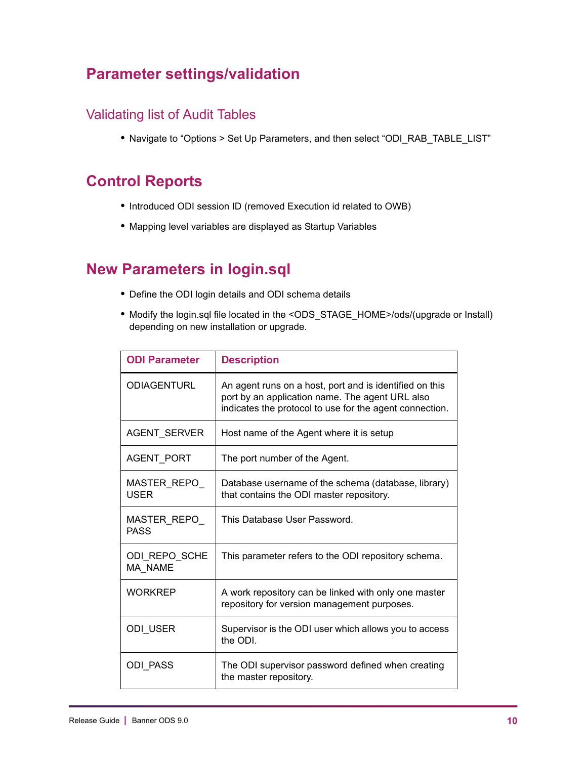## Parameter settings/validation

### Validating list of Audit Tables

- Navigate to “Options > Set Up Parameters, and then select “ODI_RAB_TABLE_LIST”

## Control Reports

- Introduced ODI session ID (removed Execution id related to OWB)
- Mapping level variables are displayed as Startup Variables

## New Parameters in login.sql

- Define the ODI login details and ODI schema details
- Modify the login.sql file located in the <ODS_STAGE_HOME>/ods/(upgrade or Install) depending on new installation or upgrade.

| ODI Parameter | Description |
|---|---|
| ODIAGENTURL | An agent runs on a host, port and is identified on this port by an application name. The agent URL also indicates the protocol to use for the agent connection. |
| AGENT_SERVER | Host name of the Agent where it is setup |
| AGENT_PORT | The port number of the Agent. |
| MASTER_REPO_USER | Database username of the schema (database, library) that contains the ODI master repository. |
| MASTER_REPO_PASS | This Database User Password. |
| ODI_REPO_SCHEMA_NAME | This parameter refers to the ODI repository schema. |
| WORKREP | A work repository can be linked with only one master repository for version management purposes. |
| ODI_USER | Supervisor is the ODI user which allows you to access the ODI. |
| ODI_PASS | The ODI supervisor password defined when creating the master repository. |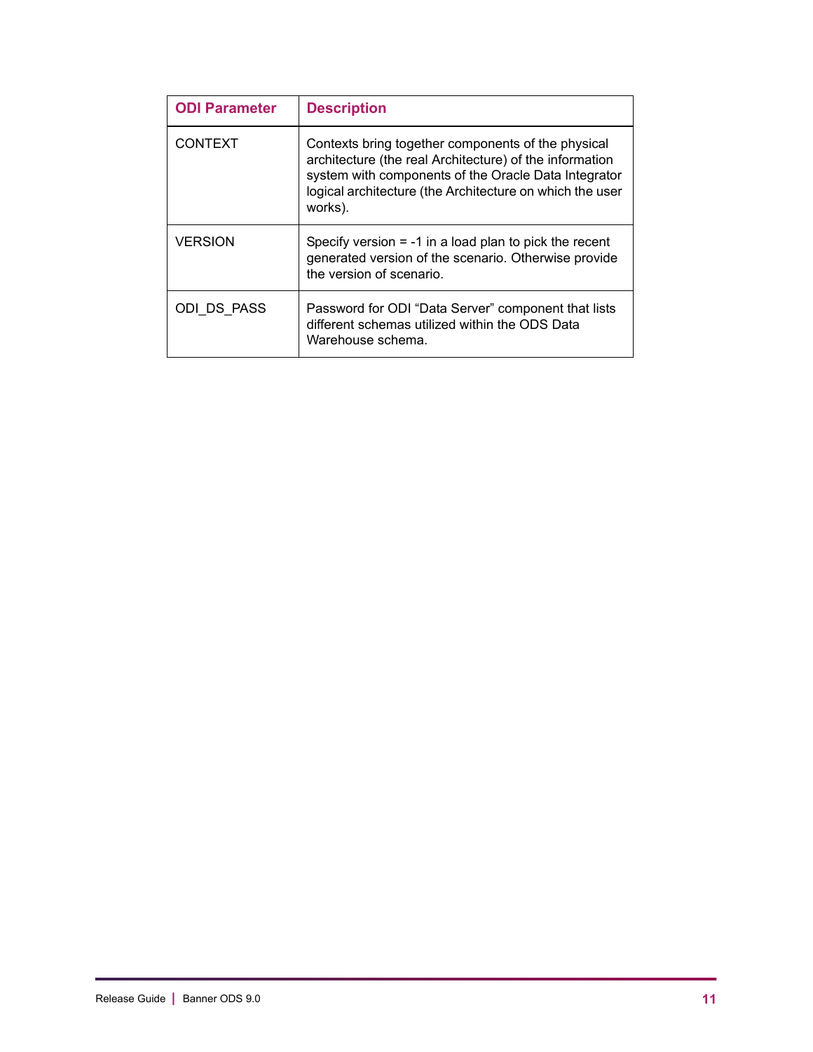| ODI Parameter | Description |
| --- | --- |
| CONTEXT | Contexts bring together components of the physical architecture (the real Architecture) of the information system with components of the Oracle Data Integrator logical architecture (the Architecture on which the user works). |
| VERSION | Specify version = -1 in a load plan to pick the recent generated version of the scenario. Otherwise provide the version of scenario. |
| ODI_DS_PASS | Password for ODI “Data Server” component that lists different schemas utilized within the ODS Data Warehouse schema. |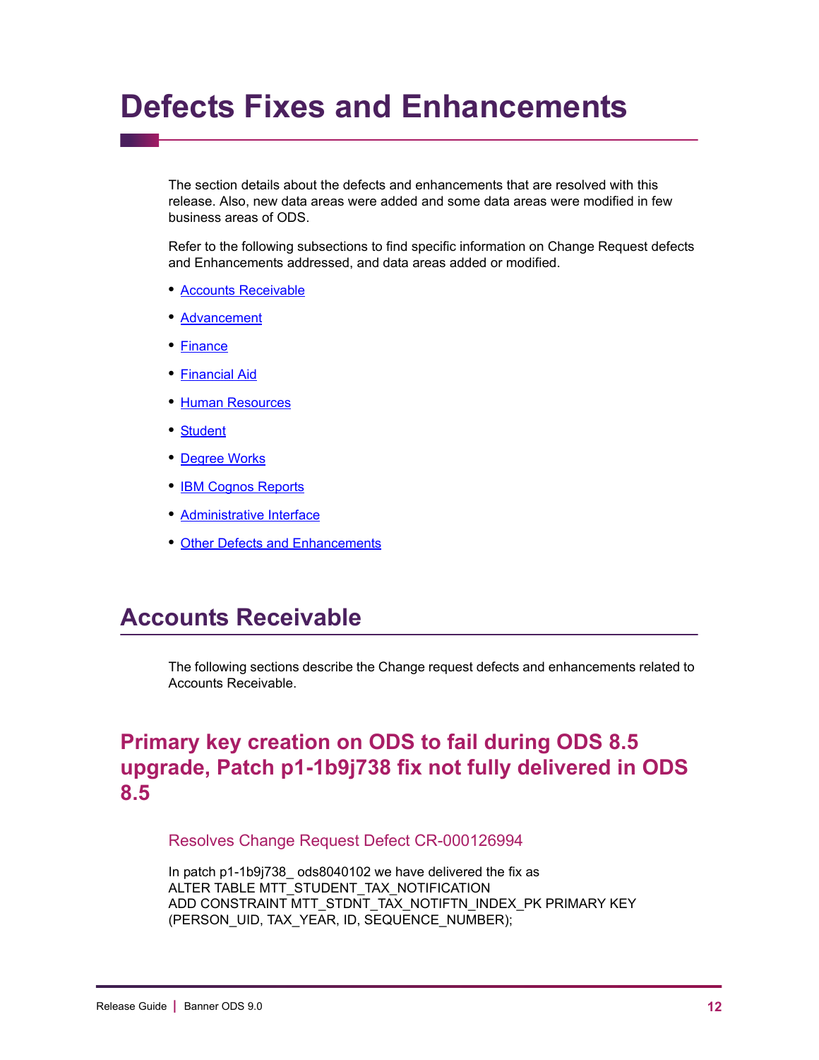# Defects Fixes and Enhancements

The section details about the defects and enhancements that are resolved with this release. Also, new data areas were added and some data areas were modified in few business areas of ODS.

Refer to the following subsections to find specific information on Change Request defects and Enhancements addressed, and data areas added or modified.

- Accounts Receivable
- Advancement
- Finance
- Financial Aid
- Human Resources
- Student
- Degree Works
- IBM Cognos Reports
- Administrative Interface
- Other Defects and Enhancements

## Accounts Receivable

The following sections describe the Change request defects and enhancements related to Accounts Receivable.

### Primary key creation on ODS to fail during ODS 8.5 upgrade, Patch p1-1b9j738 fix not fully delivered in ODS 8.5

#### Resolves Change Request Defect CR-000126994

In patch p1-1b9j738_ ods8040102 we have delivered the fix as
ALTER TABLE MTT_STUDENT_TAX_NOTIFICATION
ADD CONSTRAINT MTT_STDNT_TAX_NOTIFTN_INDEX_PK PRIMARY KEY
(PERSON_UID, TAX_YEAR, ID, SEQUENCE_NUMBER);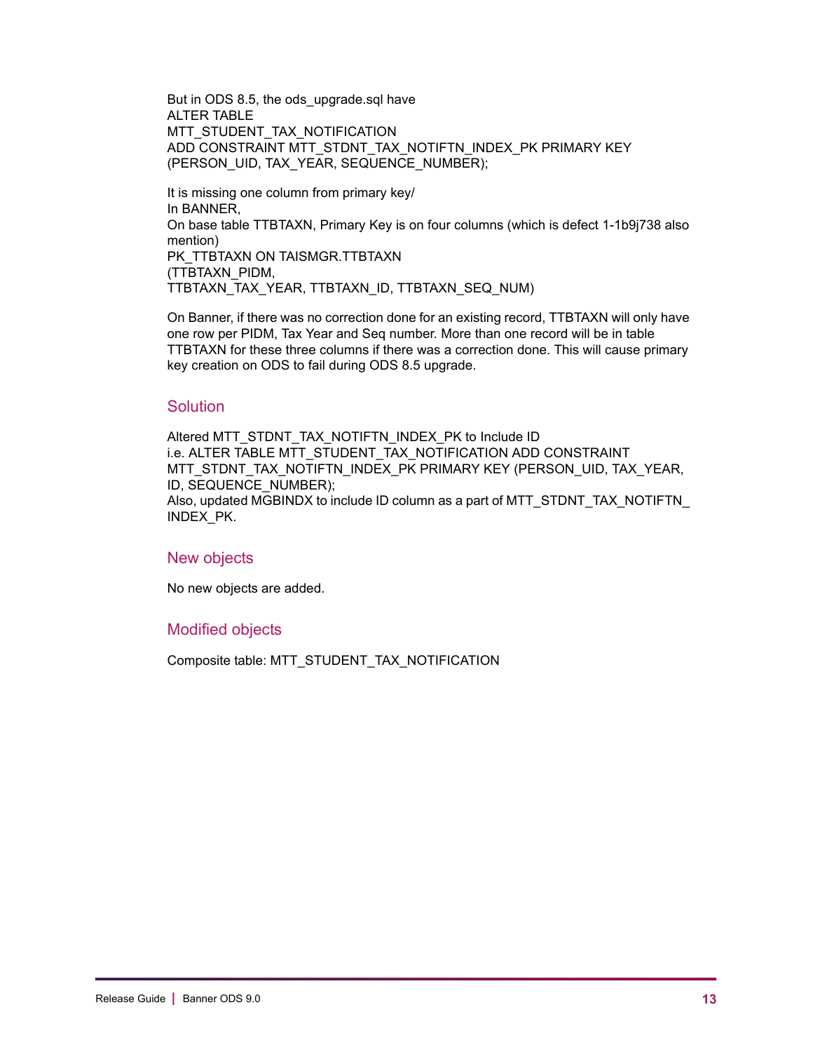But in ODS 8.5, the ods_upgrade.sql have
ALTER TABLE
MTT_STUDENT_TAX_NOTIFICATION
ADD CONSTRAINT MTT_STDNT_TAX_NOTIFTN_INDEX_PK PRIMARY KEY
(PERSON_UID, TAX_YEAR, SEQUENCE_NUMBER);

It is missing one column from primary key/
In BANNER,
On base table TTBTAXN, Primary Key is on four columns (which is defect 1-1b9j738 also mention)
PK_TTBTAXN ON TAISMGR.TTBTAXN
(TTBTAXN_PIDM,
TTBTAXN_TAX_YEAR, TTBTAXN_ID, TTBTAXN_SEQ_NUM)

On Banner, if there was no correction done for an existing record, TTBTAXN will only have one row per PIDM, Tax Year and Seq number. More than one record will be in table TTBTAXN for these three columns if there was a correction done. This will cause primary key creation on ODS to fail during ODS 8.5 upgrade.

### Solution

Altered MTT_STDNT_TAX_NOTIFTN_INDEX_PK to Include ID
i.e. ALTER TABLE MTT_STUDENT_TAX_NOTIFICATION ADD CONSTRAINT MTT_STDNT_TAX_NOTIFTN_INDEX_PK PRIMARY KEY (PERSON_UID, TAX_YEAR, ID, SEQUENCE_NUMBER);
Also, updated MGBINDX to include ID column as a part of MTT_STDNT_TAX_NOTIFTN_INDEX_PK.

### New objects

No new objects are added.

### Modified objects

Composite table: MTT_STUDENT_TAX_NOTIFICATION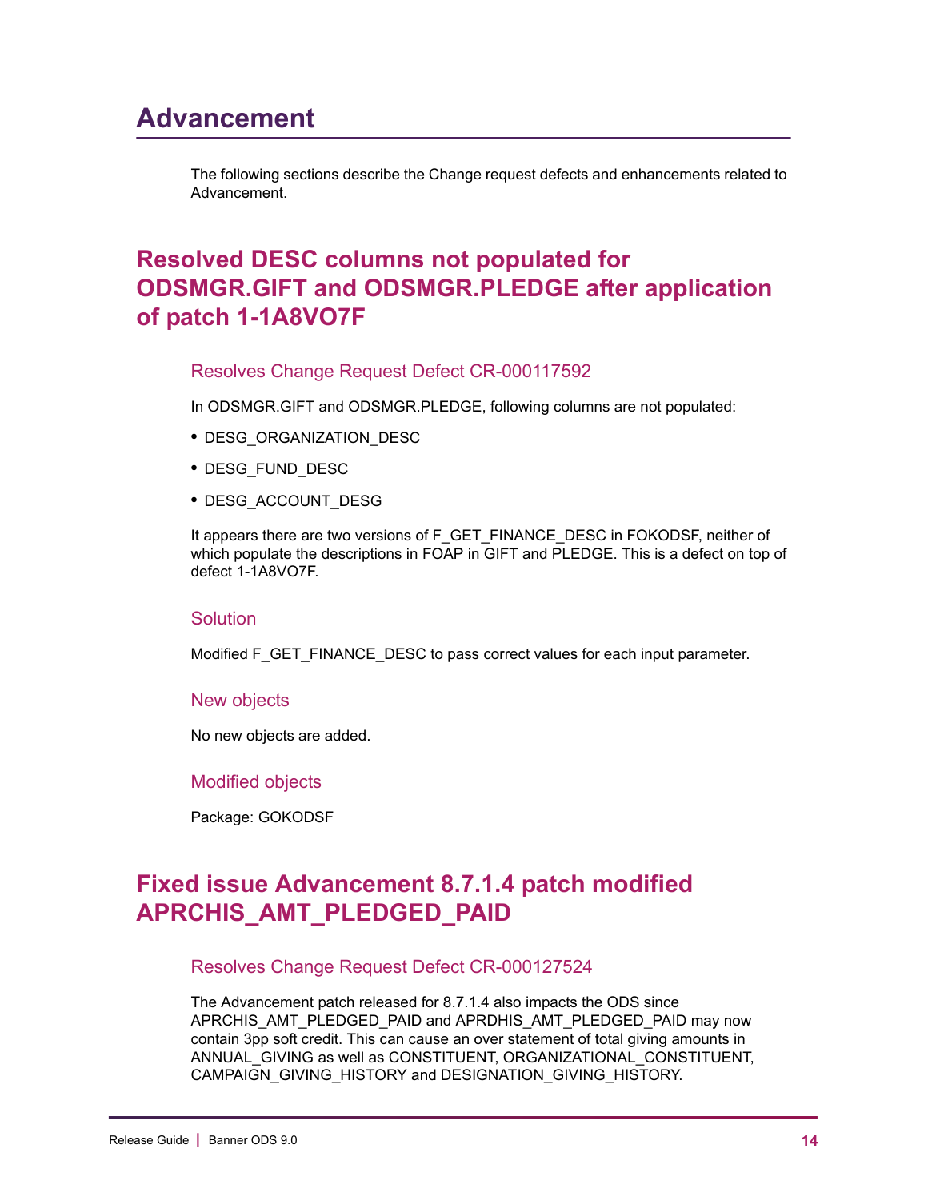# Advancement

The following sections describe the Change request defects and enhancements related to Advancement.

## Resolved DESC columns not populated for ODSMGR.GIFT and ODSMGR.PLEDGE after application of patch 1-1A8VO7F

### Resolves Change Request Defect CR-000117592

In ODSMGR.GIFT and ODSMGR.PLEDGE, following columns are not populated:

- DESG_ORGANIZATION_DESC
- DESG_FUND_DESC
- DESG_ACCOUNT_DESG

It appears there are two versions of F_GET_FINANCE_DESC in FOKODSF, neither of which populate the descriptions in FOAP in GIFT and PLEDGE. This is a defect on top of defect 1-1A8VO7F.

### Solution

Modified F_GET_FINANCE_DESC to pass correct values for each input parameter.

### New objects

No new objects are added.

### Modified objects

Package: GOKODSF

## Fixed issue Advancement 8.7.1.4 patch modified APRCHIS_AMT_PLEDGED_PAID

### Resolves Change Request Defect CR-000127524

The Advancement patch released for 8.7.1.4 also impacts the ODS since APRCHIS_AMT_PLEDGED_PAID and APRDHIS_AMT_PLEDGED_PAID may now contain 3pp soft credit. This can cause an over statement of total giving amounts in ANNUAL_GIVING as well as CONSTITUENT, ORGANIZATIONAL_CONSTITUENT, CAMPAIGN_GIVING_HISTORY and DESIGNATION_GIVING_HISTORY.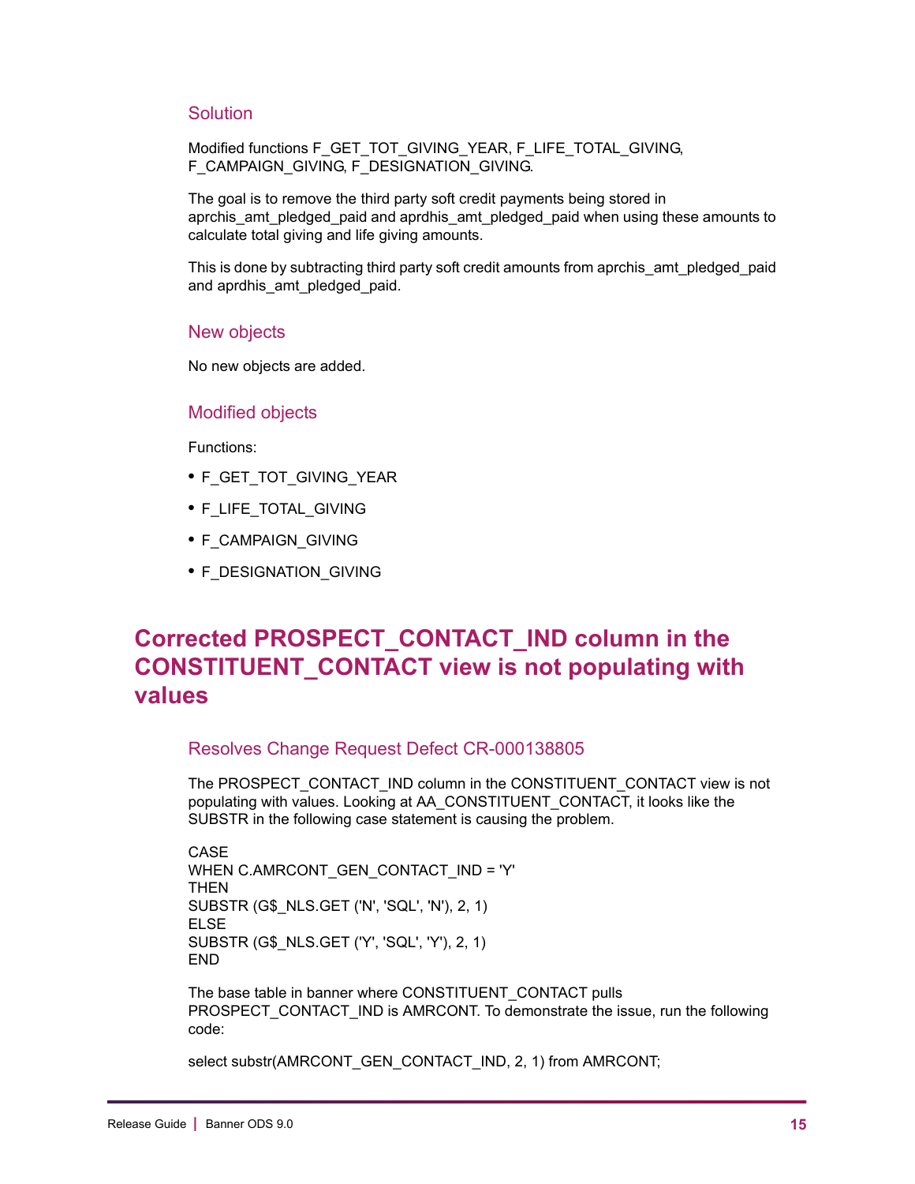### Solution

Modified functions F_GET_TOT_GIVING_YEAR, F_LIFE_TOTAL_GIVING, F_CAMPAIGN_GIVING, F_DESIGNATION_GIVING.

The goal is to remove the third party soft credit payments being stored in aprchis_amt_pledged_paid and aprdhis_amt_pledged_paid when using these amounts to calculate total giving and life giving amounts.

This is done by subtracting third party soft credit amounts from aprchis_amt_pledged_paid and aprdhis_amt_pledged_paid.

### New objects

No new objects are added.

### Modified objects

Functions:

- F_GET_TOT_GIVING_YEAR
- F_LIFE_TOTAL_GIVING
- F_CAMPAIGN_GIVING
- F_DESIGNATION_GIVING

## Corrected PROSPECT_CONTACT_IND column in the CONSTITUENT_CONTACT view is not populating with values

### Resolves Change Request Defect CR-000138805

The PROSPECT_CONTACT_IND column in the CONSTITUENT_CONTACT view is not populating with values. Looking at AA_CONSTITUENT_CONTACT, it looks like the SUBSTR in the following case statement is causing the problem.

```
CASE
WHEN C.AMRCONT_GEN_CONTACT_IND = 'Y'
THEN
SUBSTR (G$_NLS.GET ('N', 'SQL', 'N'), 2, 1)
ELSE
SUBSTR (G$_NLS.GET ('Y', 'SQL', 'Y'), 2, 1)
END
```

The base table in banner where CONSTITUENT_CONTACT pulls PROSPECT_CONTACT_IND is AMRCONT. To demonstrate the issue, run the following code:

```
select substr(AMRCONT_GEN_CONTACT_IND, 2, 1) from AMRCONT;
```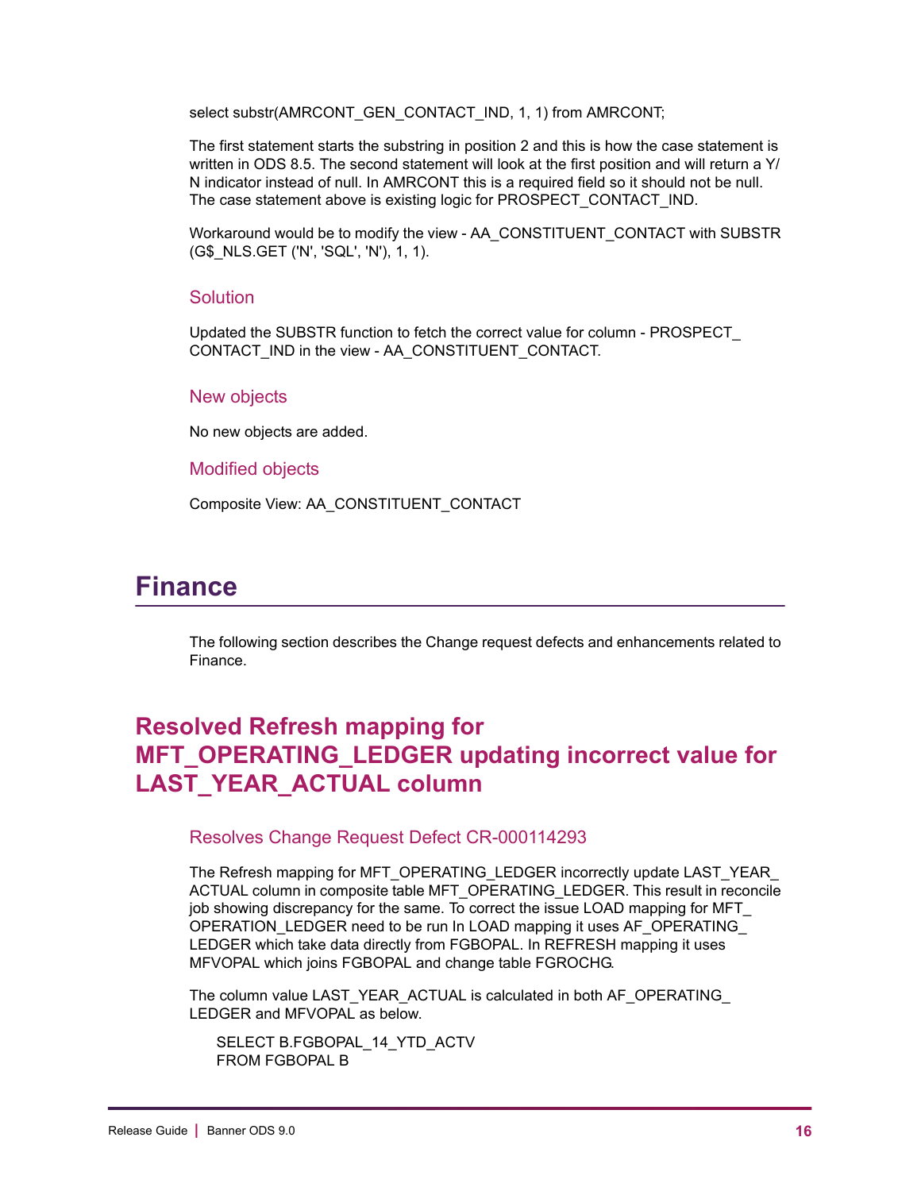```
select substr(AMRCONT_GEN_CONTACT_IND, 1, 1) from AMRCONT;
```

The first statement starts the substring in position 2 and this is how the case statement is written in ODS 8.5. The second statement will look at the first position and will return a Y/N indicator instead of null. In AMRCONT this is a required field so it should not be null. The case statement above is existing logic for PROSPECT_CONTACT_IND.

Workaround would be to modify the view - AA_CONSTITUENT_CONTACT with SUBSTR (G$_NLS.GET ('N', 'SQL', 'N'), 1, 1).

### Solution

Updated the SUBSTR function to fetch the correct value for column - PROSPECT_CONTACT_IND in the view - AA_CONSTITUENT_CONTACT.

### New objects

No new objects are added.

### Modified objects

Composite View: AA_CONSTITUENT_CONTACT

# Finance

The following section describes the Change request defects and enhancements related to Finance.

## Resolved Refresh mapping for MFT_OPERATING_LEDGER updating incorrect value for LAST_YEAR_ACTUAL column

### Resolves Change Request Defect CR-000114293

The Refresh mapping for MFT_OPERATING_LEDGER incorrectly update LAST_YEAR_ACTUAL column in composite table MFT_OPERATING_LEDGER. This result in reconcile job showing discrepancy for the same. To correct the issue LOAD mapping for MFT_OPERATION_LEDGER need to be run In LOAD mapping it uses AF_OPERATING_LEDGER which take data directly from FGBOPAL. In REFRESH mapping it uses MFVOPAL which joins FGBOPAL and change table FGROCHG.

The column value LAST_YEAR_ACTUAL is calculated in both AF_OPERATING_LEDGER and MFVOPAL as below.

```
SELECT B.FGBOPAL_14_YTD_ACTV
FROM FGBOPAL B
```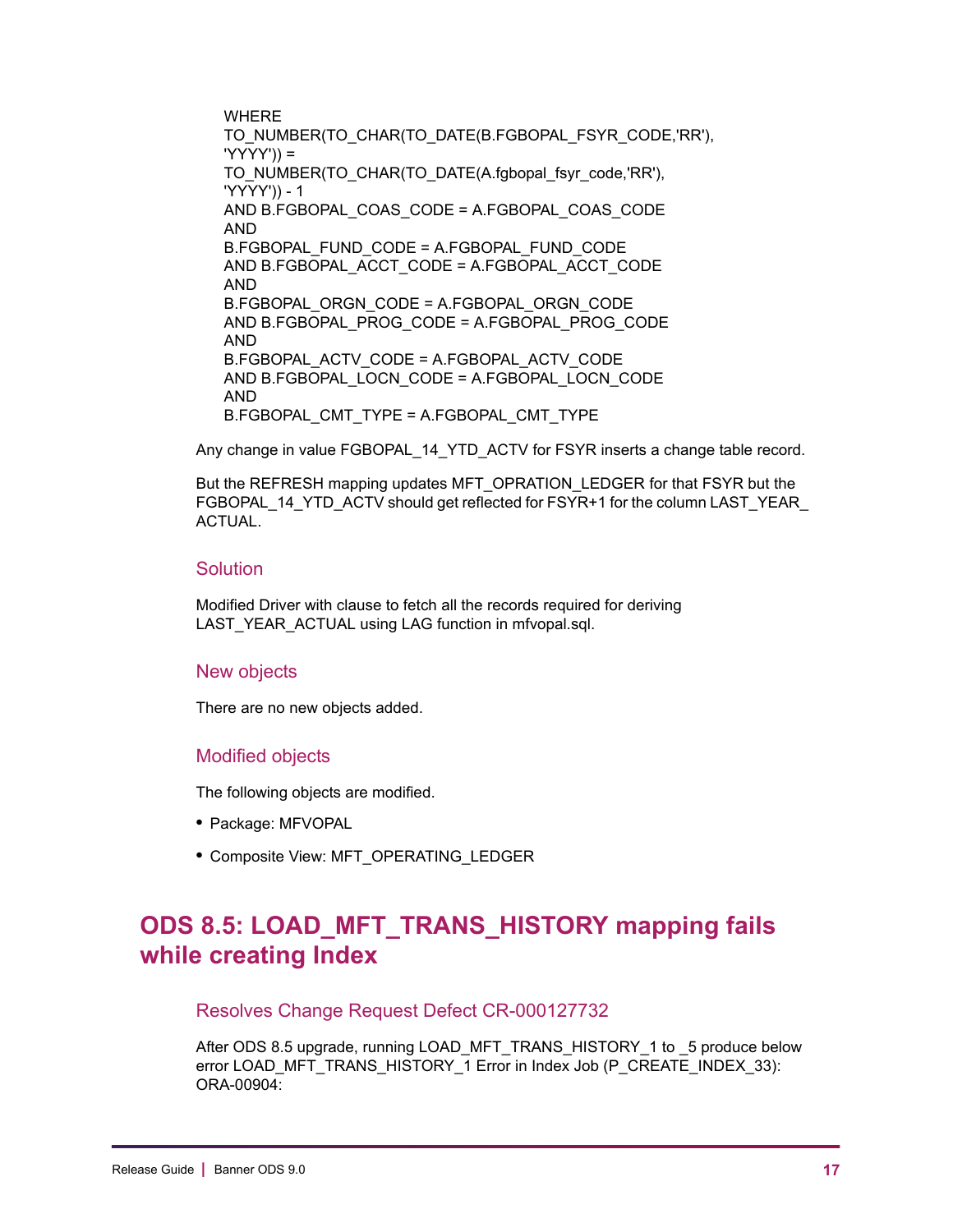```
WHERE
TO_NUMBER(TO_CHAR(TO_DATE(B.FGBOPAL_FSYR_CODE,'RR'),
'YYYY')) =
TO_NUMBER(TO_CHAR(TO_DATE(A.fgbopal_fsyr_code,'RR'),
'YYYY')) - 1
AND B.FGBOPAL_COAS_CODE = A.FGBOPAL_COAS_CODE
AND
B.FGBOPAL_FUND_CODE = A.FGBOPAL_FUND_CODE
AND B.FGBOPAL_ACCT_CODE = A.FGBOPAL_ACCT_CODE
AND
B.FGBOPAL_ORGN_CODE = A.FGBOPAL_ORGN_CODE
AND B.FGBOPAL_PROG_CODE = A.FGBOPAL_PROG_CODE
AND
B.FGBOPAL_ACTV_CODE = A.FGBOPAL_ACTV_CODE
AND B.FGBOPAL_LOCN_CODE = A.FGBOPAL_LOCN_CODE
AND
B.FGBOPAL_CMT_TYPE = A.FGBOPAL_CMT_TYPE
```

Any change in value FGBOPAL_14_YTD_ACTV for FSYR inserts a change table record.

But the REFRESH mapping updates MFT_OPRATION_LEDGER for that FSYR but the FGBOPAL_14_YTD_ACTV should get reflected for FSYR+1 for the column LAST_YEAR_ACTUAL.

### Solution

Modified Driver with clause to fetch all the records required for deriving LAST_YEAR_ACTUAL using LAG function in mfvopal.sql.

### New objects

There are no new objects added.

### Modified objects

The following objects are modified.

- Package: MFVOPAL
- Composite View: MFT_OPERATING_LEDGER

## ODS 8.5: LOAD_MFT_TRANS_HISTORY mapping fails while creating Index

### Resolves Change Request Defect CR-000127732

After ODS 8.5 upgrade, running LOAD_MFT_TRANS_HISTORY_1 to _5 produce below error LOAD_MFT_TRANS_HISTORY_1 Error in Index Job (P_CREATE_INDEX_33): ORA-00904: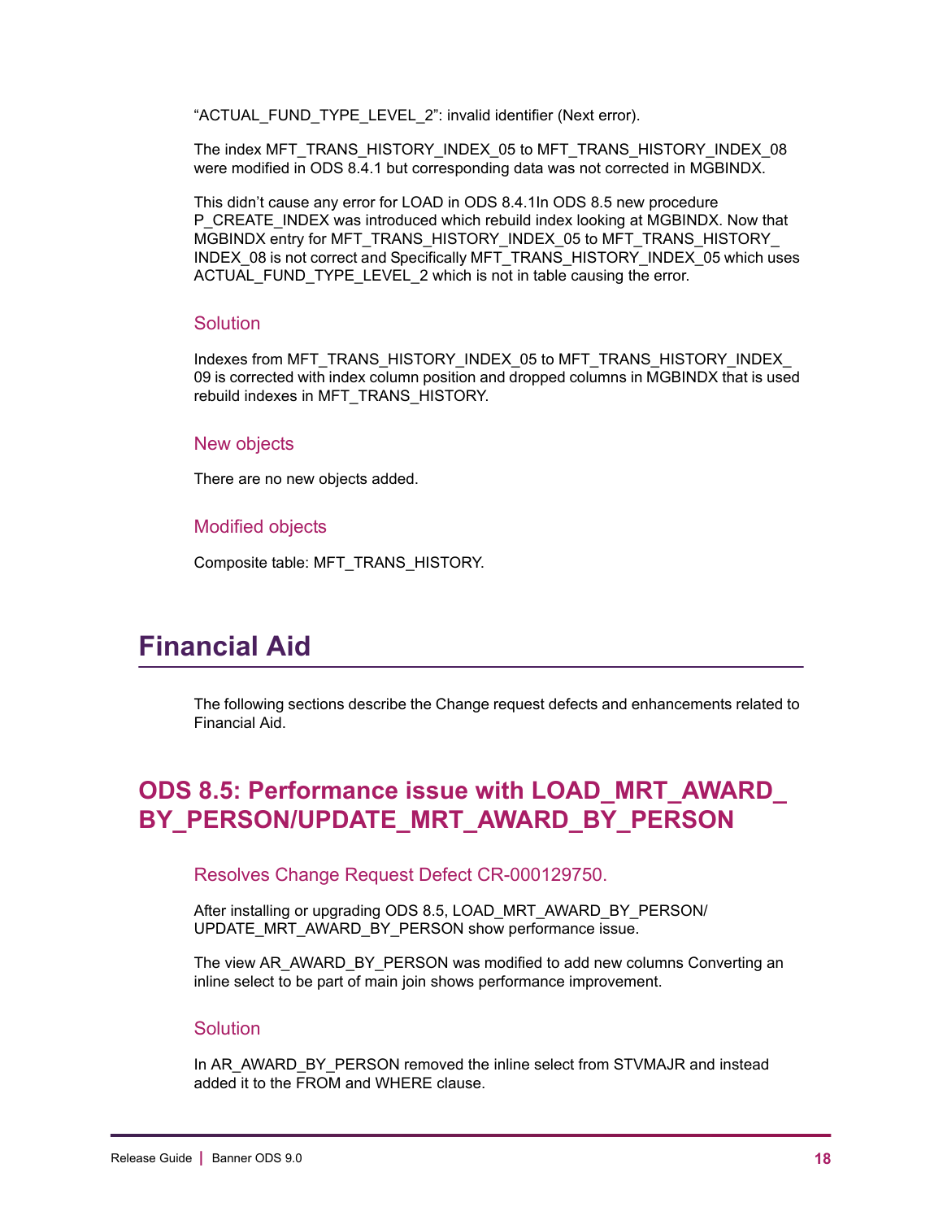"ACTUAL_FUND_TYPE_LEVEL_2": invalid identifier (Next error).

The index MFT_TRANS_HISTORY_INDEX_05 to MFT_TRANS_HISTORY_INDEX_08 were modified in ODS 8.4.1 but corresponding data was not corrected in MGBINDX.

This didn't cause any error for LOAD in ODS 8.4.1In ODS 8.5 new procedure P_CREATE_INDEX was introduced which rebuild index looking at MGBINDX. Now that MGBINDX entry for MFT_TRANS_HISTORY_INDEX_05 to MFT_TRANS_HISTORY_INDEX_08 is not correct and Specifically MFT_TRANS_HISTORY_INDEX_05 which uses ACTUAL_FUND_TYPE_LEVEL_2 which is not in table causing the error.

### Solution

Indexes from MFT_TRANS_HISTORY_INDEX_05 to MFT_TRANS_HISTORY_INDEX_09 is corrected with index column position and dropped columns in MGBINDX that is used rebuild indexes in MFT_TRANS_HISTORY.

### New objects

There are no new objects added.

### Modified objects

Composite table: MFT_TRANS_HISTORY.

# Financial Aid

The following sections describe the Change request defects and enhancements related to Financial Aid.

## ODS 8.5: Performance issue with LOAD_MRT_AWARD_BY_PERSON/UPDATE_MRT_AWARD_BY_PERSON

### Resolves Change Request Defect CR-000129750.

After installing or upgrading ODS 8.5, LOAD_MRT_AWARD_BY_PERSON/UPDATE_MRT_AWARD_BY_PERSON show performance issue.

The view AR_AWARD_BY_PERSON was modified to add new columns Converting an inline select to be part of main join shows performance improvement.

### Solution

In AR_AWARD_BY_PERSON removed the inline select from STVMAJR and instead added it to the FROM and WHERE clause.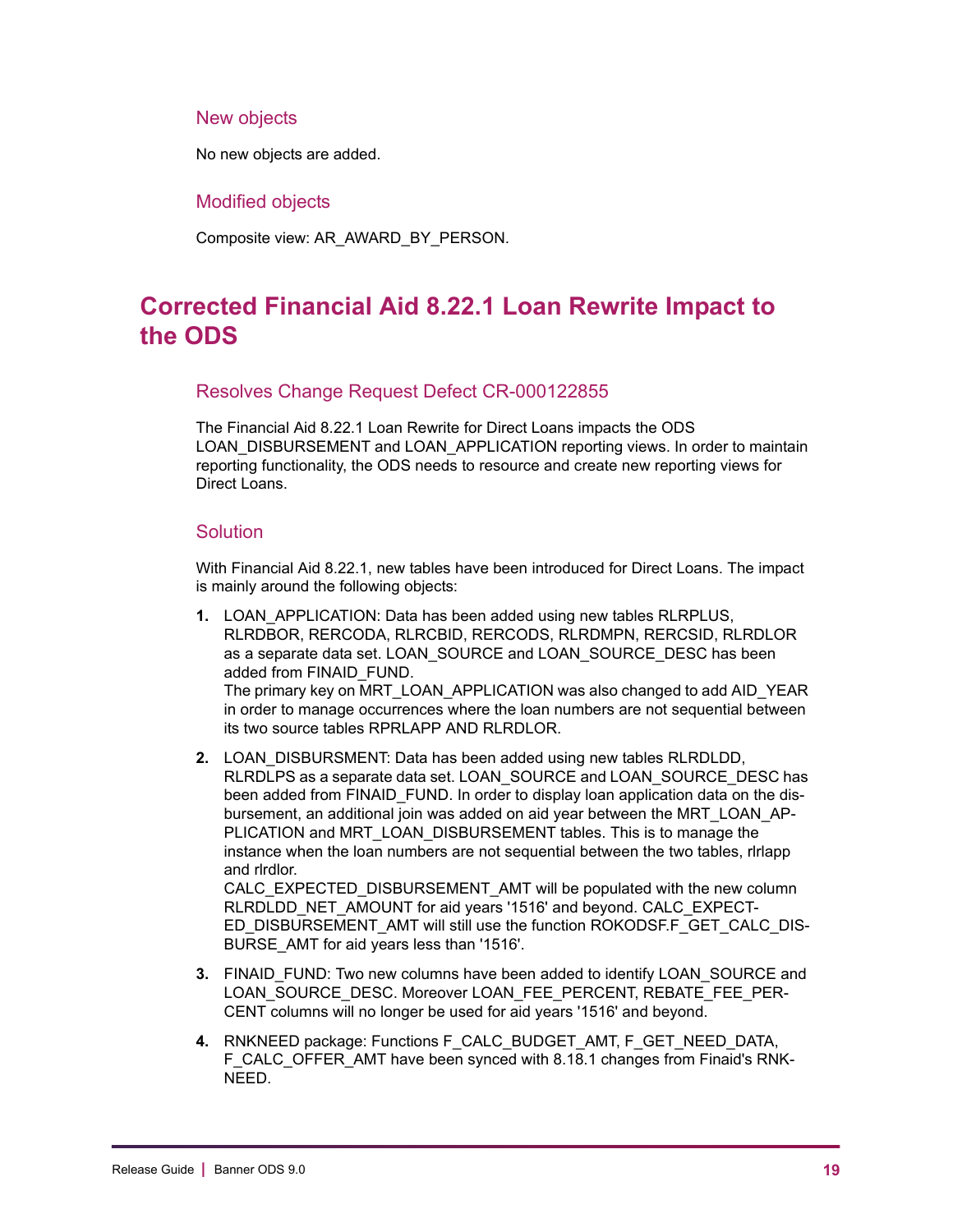### New objects

No new objects are added.

### Modified objects

Composite view: AR_AWARD_BY_PERSON.

## Corrected Financial Aid 8.22.1 Loan Rewrite Impact to the ODS

### Resolves Change Request Defect CR-000122855

The Financial Aid 8.22.1 Loan Rewrite for Direct Loans impacts the ODS LOAN_DISBURSEMENT and LOAN_APPLICATION reporting views. In order to maintain reporting functionality, the ODS needs to resource and create new reporting views for Direct Loans.

### Solution

With Financial Aid 8.22.1, new tables have been introduced for Direct Loans. The impact is mainly around the following objects:

1. LOAN_APPLICATION: Data has been added using new tables RLRPLUS, RLRDBOR, RERCODA, RLRCBID, RERCODS, RLRDMPN, RERCSID, RLRDLOR as a separate data set. LOAN_SOURCE and LOAN_SOURCE_DESC has been added from FINAID_FUND.
   The primary key on MRT_LOAN_APPLICATION was also changed to add AID_YEAR in order to manage occurrences where the loan numbers are not sequential between its two source tables RPRLAPP AND RLRDLOR.
2. LOAN_DISBURSMENT: Data has been added using new tables RLRDLDD, RLRDLPS as a separate data set. LOAN_SOURCE and LOAN_SOURCE_DESC has been added from FINAID_FUND. In order to display loan application data on the disbursement, an additional join was added on aid year between the MRT_LOAN_APPLICATION and MRT_LOAN_DISBURSEMENT tables. This is to manage the instance when the loan numbers are not sequential between the two tables, rlrlapp and rlrdlor.
   CALC_EXPECTED_DISBURSEMENT_AMT will be populated with the new column RLRDLDD_NET_AMOUNT for aid years '1516' and beyond. CALC_EXPECTED_DISBURSEMENT_AMT will still use the function ROKODSF.F_GET_CALC_DISBURSE_AMT for aid years less than '1516'.
3. FINAID_FUND: Two new columns have been added to identify LOAN_SOURCE and LOAN_SOURCE_DESC. Moreover LOAN_FEE_PERCENT, REBATE_FEE_PERCENT columns will no longer be used for aid years '1516' and beyond.
4. RNKNEED package: Functions F_CALC_BUDGET_AMT, F_GET_NEED_DATA, F_CALC_OFFER_AMT have been synced with 8.18.1 changes from Finaid's RNKNEED.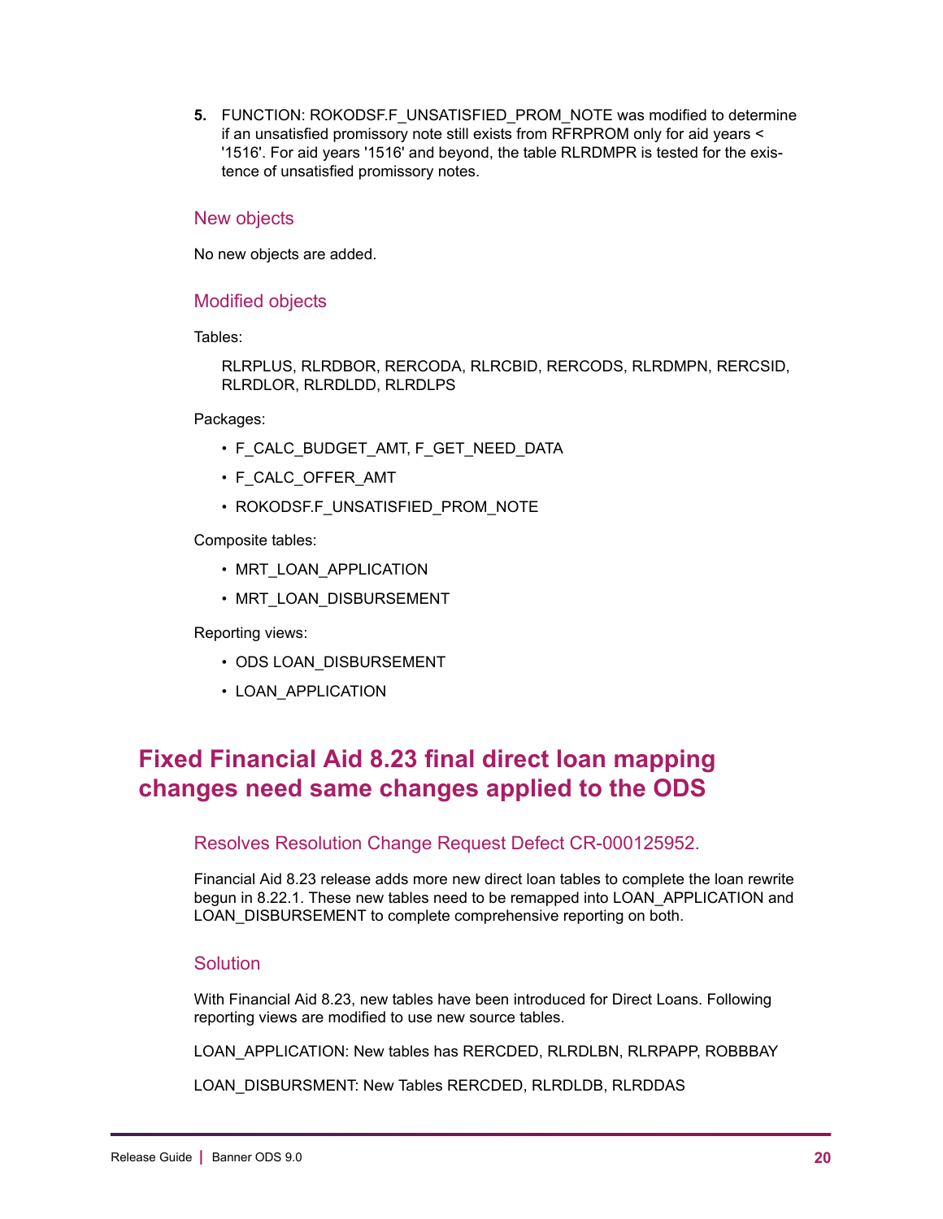5. FUNCTION: ROKODSF.F_UNSATISFIED_PROM_NOTE was modified to determine if an unsatisfied promissory note still exists from RFRPROM only for aid years < '1516'. For aid years '1516' and beyond, the table RLRDMPR is tested for the existence of unsatisfied promissory notes.

### New objects

No new objects are added.

### Modified objects

Tables:

RLRPLUS, RLRDBOR, RERCODA, RLRCBID, RERCODS, RLRDMPN, RERCSID, RLRDLOR, RLRDLDD, RLRDLPS

Packages:

- F_CALC_BUDGET_AMT, F_GET_NEED_DATA
- F_CALC_OFFER_AMT
- ROKODSF.F_UNSATISFIED_PROM_NOTE

Composite tables:

- MRT_LOAN_APPLICATION
- MRT_LOAN_DISBURSEMENT

Reporting views:

- ODS LOAN_DISBURSEMENT
- LOAN_APPLICATION

## Fixed Financial Aid 8.23 final direct loan mapping changes need same changes applied to the ODS

### Resolves Resolution Change Request Defect CR-000125952.

Financial Aid 8.23 release adds more new direct loan tables to complete the loan rewrite begun in 8.22.1. These new tables need to be remapped into LOAN_APPLICATION and LOAN_DISBURSEMENT to complete comprehensive reporting on both.

### Solution

With Financial Aid 8.23, new tables have been introduced for Direct Loans. Following reporting views are modified to use new source tables.

LOAN_APPLICATION: New tables has RERCDED, RLRDLBN, RLRPAPP, ROBBBAY

LOAN_DISBURSMENT: New Tables RERCDED, RLRDLDB, RLRDDAS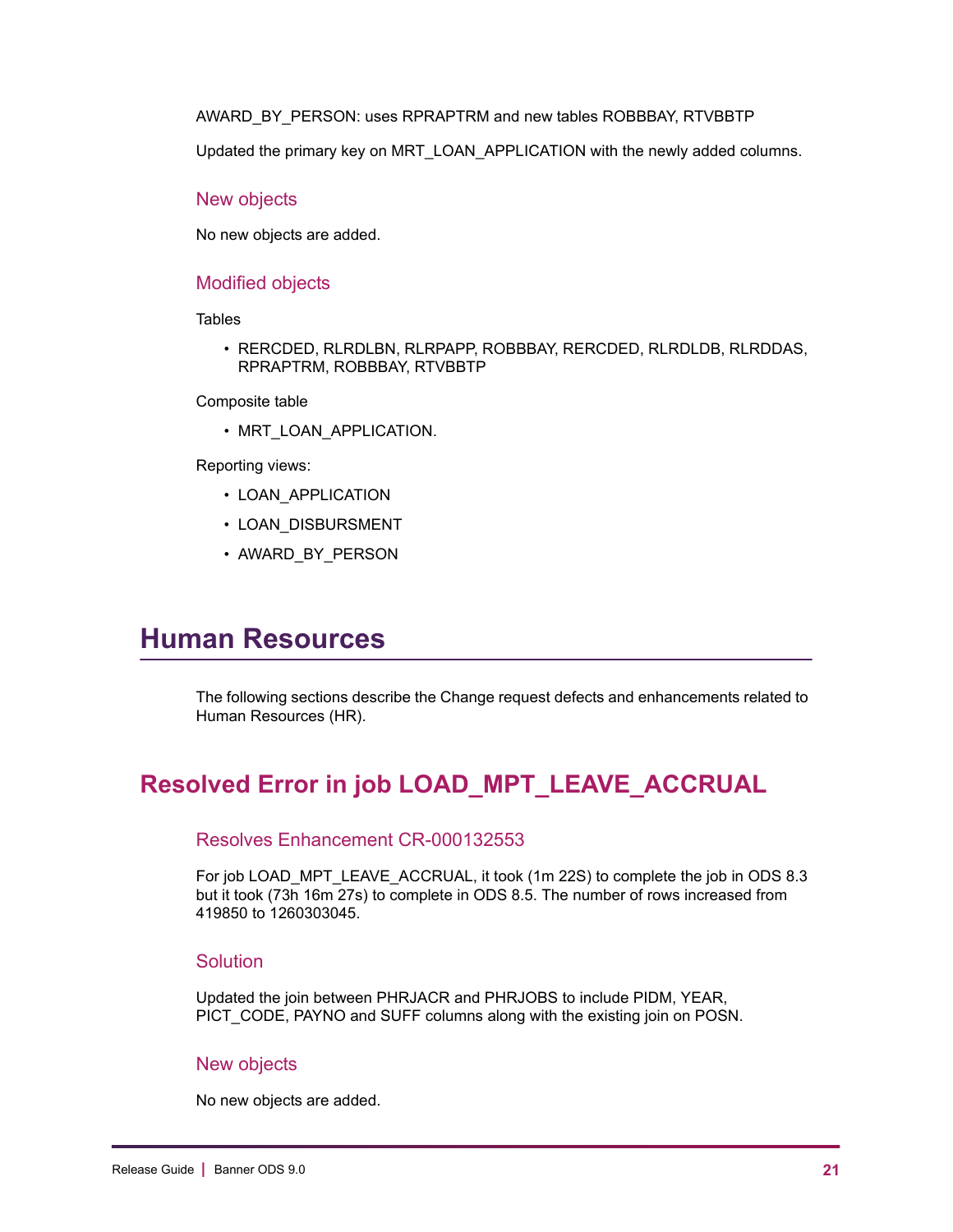AWARD_BY_PERSON: uses RPRAPTRM and new tables ROBBBAY, RTVBBTP

Updated the primary key on MRT_LOAN_APPLICATION with the newly added columns.

### New objects

No new objects are added.

### Modified objects

Tables

- RERCDED, RLRDLBN, RLRPAPP, ROBBBAY, RERCDED, RLRDLDB, RLRDDAS, RPRAPTRM, ROBBBAY, RTVBBTP

Composite table

- MRT_LOAN_APPLICATION.

Reporting views:

- LOAN_APPLICATION
- LOAN_DISBURSMENT
- AWARD_BY_PERSON

# Human Resources

The following sections describe the Change request defects and enhancements related to Human Resources (HR).

## Resolved Error in job LOAD_MPT_LEAVE_ACCRUAL

### Resolves Enhancement CR-000132553

For job LOAD_MPT_LEAVE_ACCRUAL, it took (1m 22S) to complete the job in ODS 8.3 but it took (73h 16m 27s) to complete in ODS 8.5. The number of rows increased from 419850 to 1260303045.

### Solution

Updated the join between PHRJACR and PHRJOBS to include PIDM, YEAR, PICT_CODE, PAYNO and SUFF columns along with the existing join on POSN.

### New objects

No new objects are added.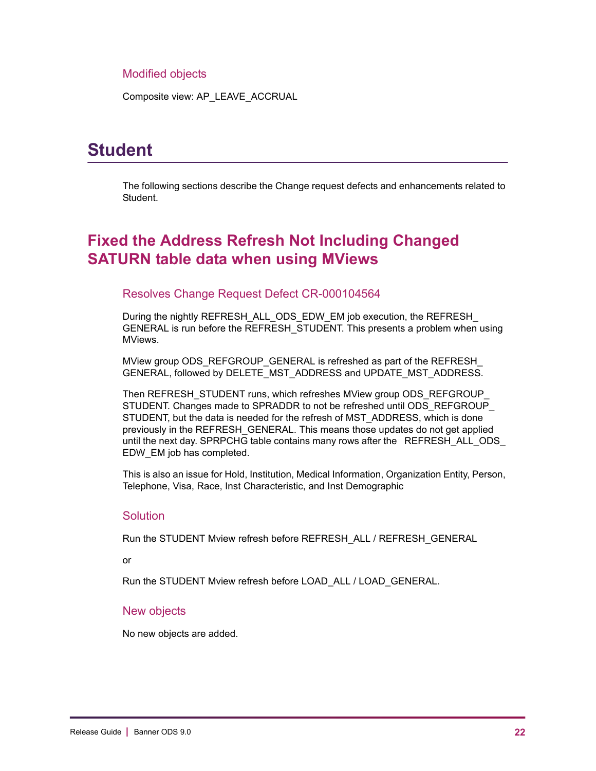### Modified objects

Composite view: AP_LEAVE_ACCRUAL

# Student

The following sections describe the Change request defects and enhancements related to Student.

## Fixed the Address Refresh Not Including Changed SATURN table data when using MViews

### Resolves Change Request Defect CR-000104564

During the nightly REFRESH_ALL_ODS_EDW_EM job execution, the REFRESH_GENERAL is run before the REFRESH_STUDENT. This presents a problem when using MViews.

MView group ODS_REFGROUP_GENERAL is refreshed as part of the REFRESH_GENERAL, followed by DELETE_MST_ADDRESS and UPDATE_MST_ADDRESS.

Then REFRESH_STUDENT runs, which refreshes MView group ODS_REFGROUP_STUDENT. Changes made to SPRADDR to not be refreshed until ODS_REFGROUP_STUDENT, but the data is needed for the refresh of MST_ADDRESS, which is done previously in the REFRESH_GENERAL. This means those updates do not get applied until the next day. SPRPCHG table contains many rows after the REFRESH_ALL_ODS_EDW_EM job has completed.

This is also an issue for Hold, Institution, Medical Information, Organization Entity, Person, Telephone, Visa, Race, Inst Characteristic, and Inst Demographic

### Solution

Run the STUDENT Mview refresh before REFRESH_ALL / REFRESH_GENERAL

or

Run the STUDENT Mview refresh before LOAD_ALL / LOAD_GENERAL.

### New objects

No new objects are added.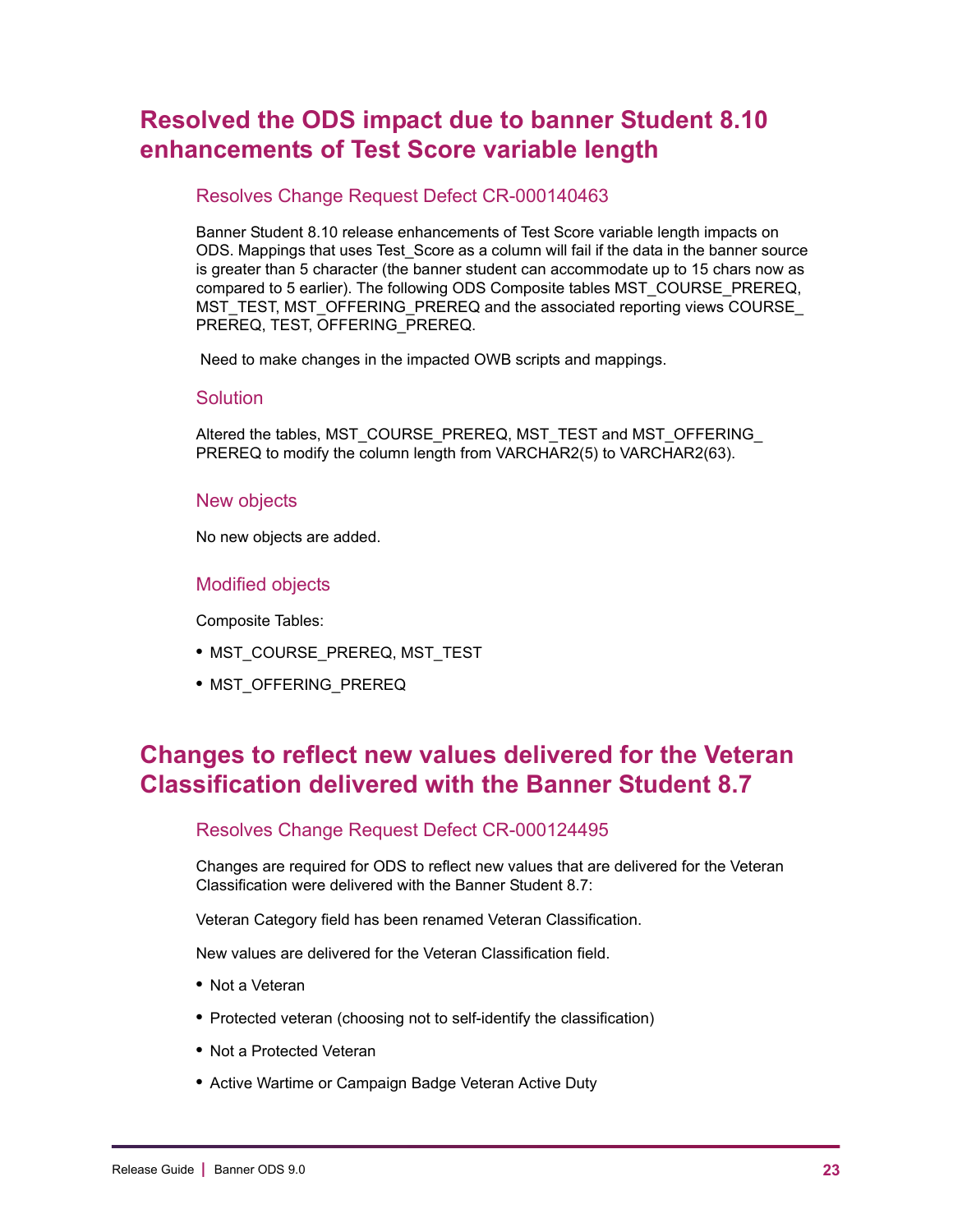## Resolved the ODS impact due to banner Student 8.10 enhancements of Test Score variable length

### Resolves Change Request Defect CR-000140463

Banner Student 8.10 release enhancements of Test Score variable length impacts on ODS. Mappings that uses Test_Score as a column will fail if the data in the banner source is greater than 5 character (the banner student can accommodate up to 15 chars now as compared to 5 earlier). The following ODS Composite tables MST_COURSE_PREREQ, MST_TEST, MST_OFFERING_PREREQ and the associated reporting views COURSE_PREREQ, TEST, OFFERING_PREREQ.

Need to make changes in the impacted OWB scripts and mappings.

### Solution

Altered the tables, MST_COURSE_PREREQ, MST_TEST and MST_OFFERING_PREREQ to modify the column length from VARCHAR2(5) to VARCHAR2(63).

### New objects

No new objects are added.

### Modified objects

Composite Tables:

- MST_COURSE_PREREQ, MST_TEST
- MST_OFFERING_PREREQ

## Changes to reflect new values delivered for the Veteran Classification delivered with the Banner Student 8.7

### Resolves Change Request Defect CR-000124495

Changes are required for ODS to reflect new values that are delivered for the Veteran Classification were delivered with the Banner Student 8.7:

Veteran Category field has been renamed Veteran Classification.

New values are delivered for the Veteran Classification field.

- Not a Veteran
- Protected veteran (choosing not to self-identify the classification)
- Not a Protected Veteran
- Active Wartime or Campaign Badge Veteran Active Duty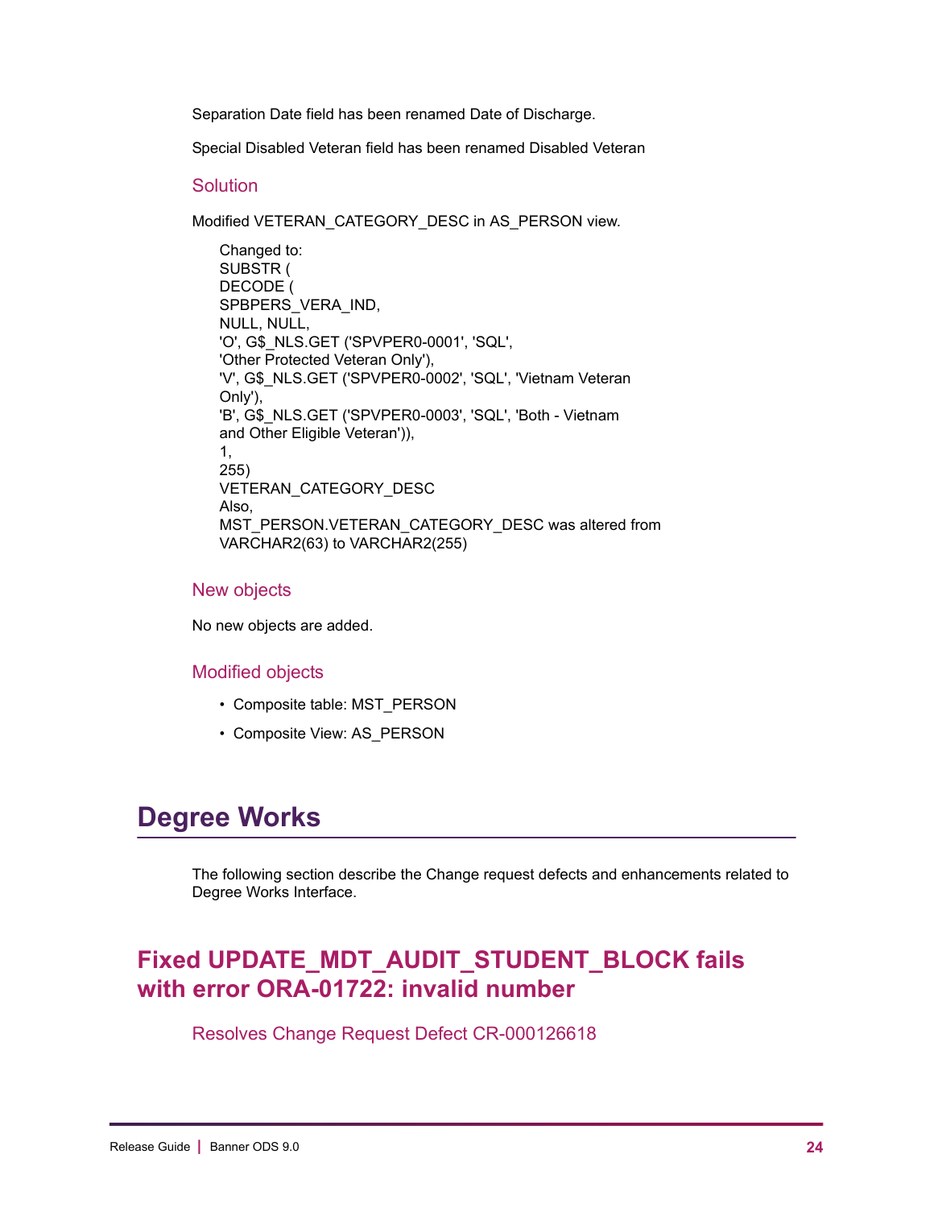Separation Date field has been renamed Date of Discharge.

Special Disabled Veteran field has been renamed Disabled Veteran

### Solution

Modified VETERAN_CATEGORY_DESC in AS_PERSON view.

```
Changed to:
SUBSTR (
DECODE (
SPBPERS_VERA_IND,
NULL, NULL,
'O', G$_NLS.GET ('SPVPER0-0001', 'SQL',
'Other Protected Veteran Only'),
'V', G$_NLS.GET ('SPVPER0-0002', 'SQL', 'Vietnam Veteran
Only'),
'B', G$_NLS.GET ('SPVPER0-0003', 'SQL', 'Both - Vietnam
and Other Eligible Veteran')),
1,
255)
VETERAN_CATEGORY_DESC
Also,
MST_PERSON.VETERAN_CATEGORY_DESC was altered from
VARCHAR2(63) to VARCHAR2(255)
```

### New objects

No new objects are added.

### Modified objects

- Composite table: MST_PERSON
- Composite View: AS_PERSON

# Degree Works

The following section describe the Change request defects and enhancements related to Degree Works Interface.

## Fixed UPDATE_MDT_AUDIT_STUDENT_BLOCK fails with error ORA-01722: invalid number

### Resolves Change Request Defect CR-000126618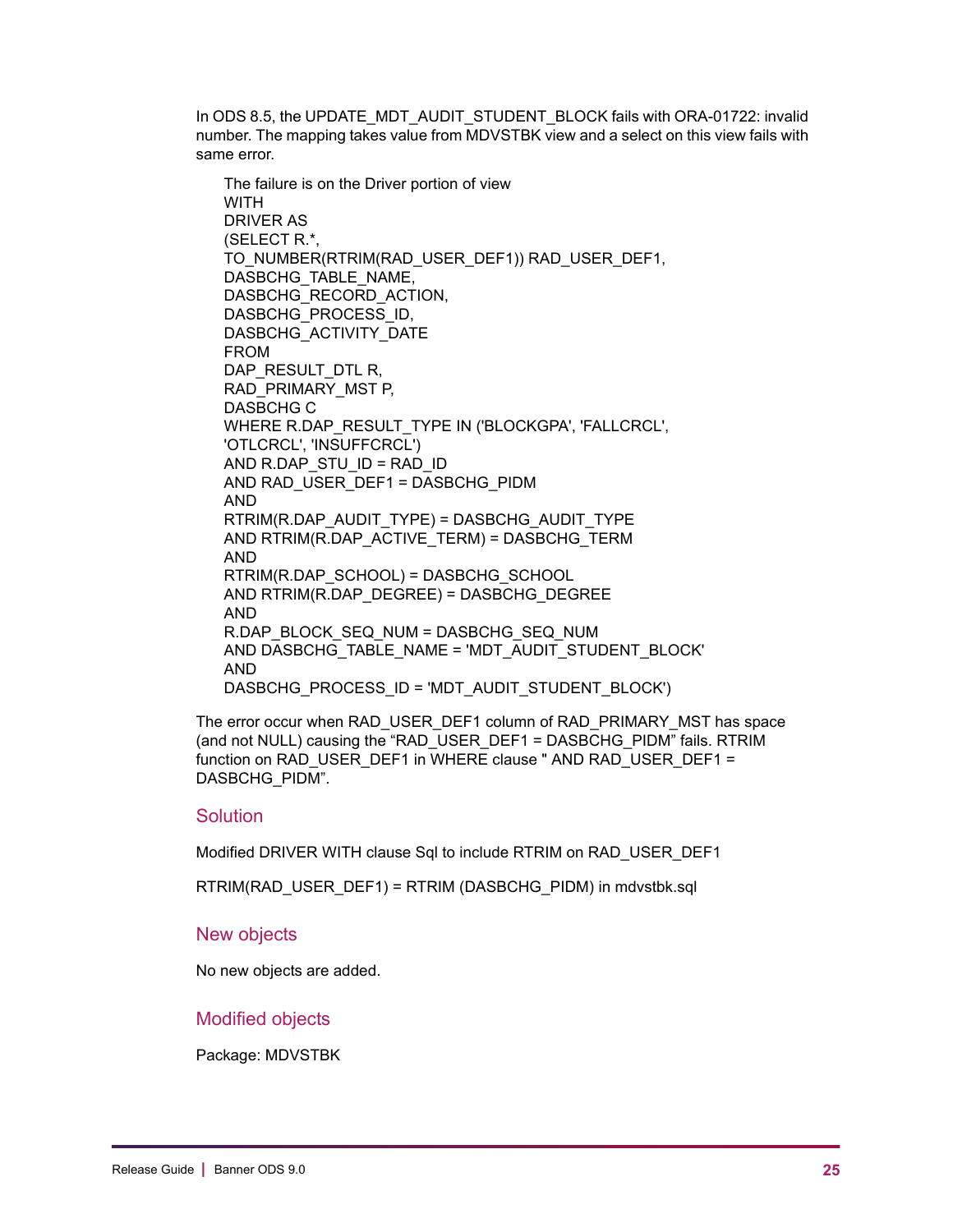In ODS 8.5, the UPDATE_MDT_AUDIT_STUDENT_BLOCK fails with ORA-01722: invalid number. The mapping takes value from MDVSTBK view and a select on this view fails with same error.

```
The failure is on the Driver portion of view
WITH
DRIVER AS
(SELECT R.*,
TO_NUMBER(RTRIM(RAD_USER_DEF1)) RAD_USER_DEF1,
DASBCHG_TABLE_NAME,
DASBCHG_RECORD_ACTION,
DASBCHG_PROCESS_ID,
DASBCHG_ACTIVITY_DATE
FROM
DAP_RESULT_DTL R,
RAD_PRIMARY_MST P,
DASBCHG C
WHERE R.DAP_RESULT_TYPE IN ('BLOCKGPA', 'FALLCRCL',
'OTLCRCL', 'INSUFFCRCL')
AND R.DAP_STU_ID = RAD_ID
AND RAD_USER_DEF1 = DASBCHG_PIDM
AND
RTRIM(R.DAP_AUDIT_TYPE) = DASBCHG_AUDIT_TYPE
AND RTRIM(R.DAP_ACTIVE_TERM) = DASBCHG_TERM
AND
RTRIM(R.DAP_SCHOOL) = DASBCHG_SCHOOL
AND RTRIM(R.DAP_DEGREE) = DASBCHG_DEGREE
AND
R.DAP_BLOCK_SEQ_NUM = DASBCHG_SEQ_NUM
AND DASBCHG_TABLE_NAME = 'MDT_AUDIT_STUDENT_BLOCK'
AND
DASBCHG_PROCESS_ID = 'MDT_AUDIT_STUDENT_BLOCK')
```

The error occur when RAD_USER_DEF1 column of RAD_PRIMARY_MST has space (and not NULL) causing the “RAD_USER_DEF1 = DASBCHG_PIDM” fails. RTRIM function on RAD_USER_DEF1 in WHERE clause " AND RAD_USER_DEF1 = DASBCHG_PIDM”.

## Solution

Modified DRIVER WITH clause Sql to include RTRIM on RAD_USER_DEF1

RTRIM(RAD_USER_DEF1) = RTRIM (DASBCHG_PIDM) in mdvstbk.sql

## New objects

No new objects are added.

## Modified objects

Package: MDVSTBK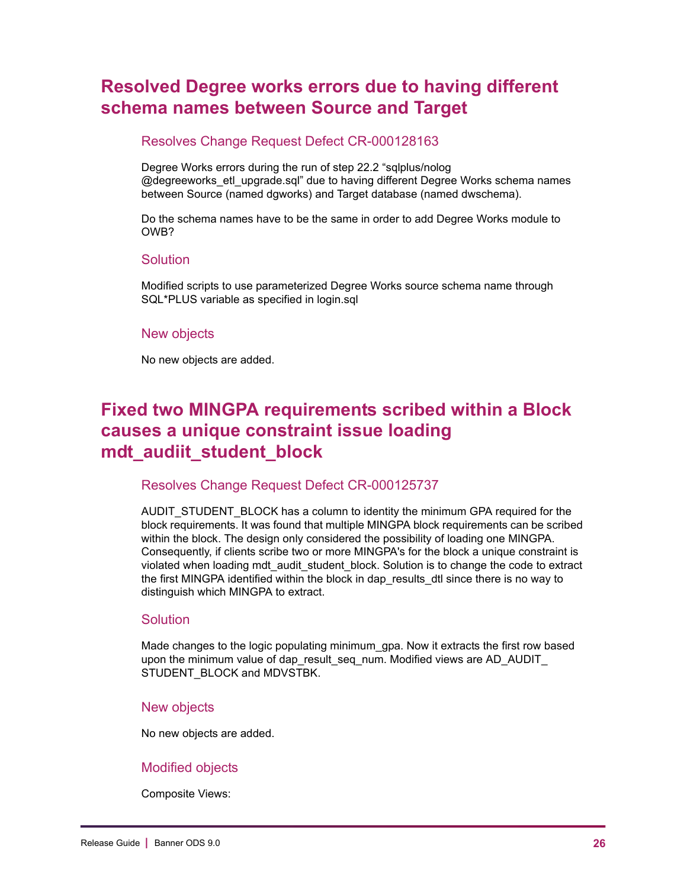## Resolved Degree works errors due to having different schema names between Source and Target

### Resolves Change Request Defect CR-000128163

Degree Works errors during the run of step 22.2 “sqlplus/nolog @degreeworks_etl_upgrade.sql” due to having different Degree Works schema names between Source (named dgworks) and Target database (named dwschema).

Do the schema names have to be the same in order to add Degree Works module to OWB?

### Solution

Modified scripts to use parameterized Degree Works source schema name through SQL*PLUS variable as specified in login.sql

### New objects

No new objects are added.

## Fixed two MINGPA requirements scribed within a Block causes a unique constraint issue loading mdt_audiit_student_block

### Resolves Change Request Defect CR-000125737

AUDIT_STUDENT_BLOCK has a column to identity the minimum GPA required for the block requirements. It was found that multiple MINGPA block requirements can be scribed within the block. The design only considered the possibility of loading one MINGPA. Consequently, if clients scribe two or more MINGPA's for the block a unique constraint is violated when loading mdt_audit_student_block. Solution is to change the code to extract the first MINGPA identified within the block in dap_results_dtl since there is no way to distinguish which MINGPA to extract.

### Solution

Made changes to the logic populating minimum_gpa. Now it extracts the first row based upon the minimum value of dap_result_seq_num. Modified views are AD_AUDIT_ STUDENT_BLOCK and MDVSTBK.

### New objects

No new objects are added.

### Modified objects

Composite Views: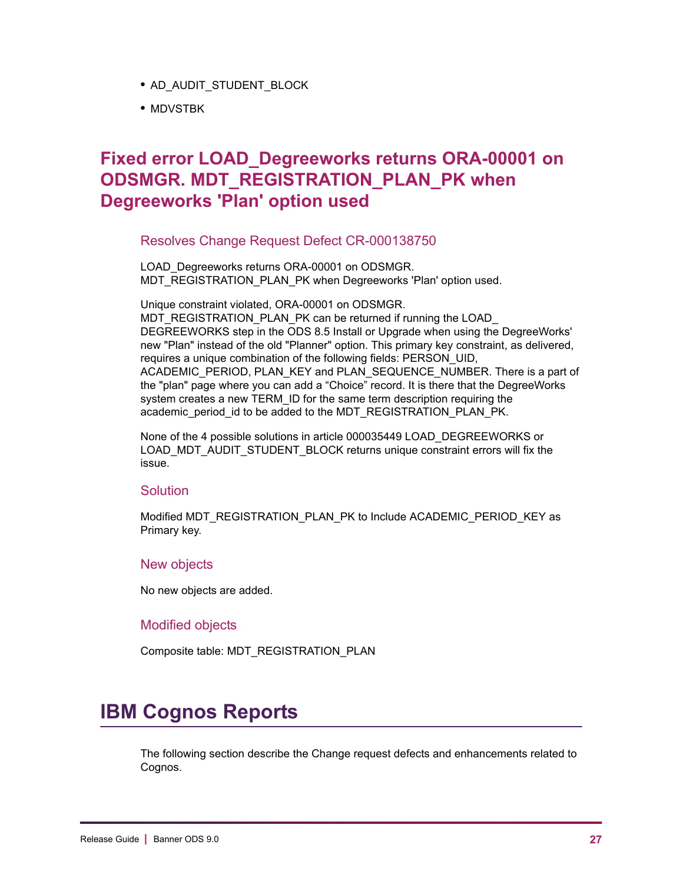- AD_AUDIT_STUDENT_BLOCK
- MDVSTBK

## Fixed error LOAD_Degreeworks returns ORA-00001 on ODSMGR. MDT_REGISTRATION_PLAN_PK when Degreeworks 'Plan' option used

### Resolves Change Request Defect CR-000138750

LOAD_Degreeworks returns ORA-00001 on ODSMGR. MDT_REGISTRATION_PLAN_PK when Degreeworks 'Plan' option used.

Unique constraint violated, ORA-00001 on ODSMGR. MDT_REGISTRATION_PLAN_PK can be returned if running the LOAD_ DEGREEWORKS step in the ODS 8.5 Install or Upgrade when using the DegreeWorks' new "Plan" instead of the old "Planner" option. This primary key constraint, as delivered, requires a unique combination of the following fields: PERSON_UID, ACADEMIC_PERIOD, PLAN_KEY and PLAN_SEQUENCE_NUMBER. There is a part of the "plan" page where you can add a “Choice” record. It is there that the DegreeWorks system creates a new TERM_ID for the same term description requiring the academic_period_id to be added to the MDT_REGISTRATION_PLAN_PK.

None of the 4 possible solutions in article 000035449 LOAD_DEGREEWORKS or LOAD_MDT_AUDIT_STUDENT_BLOCK returns unique constraint errors will fix the issue.

### Solution

Modified MDT_REGISTRATION_PLAN_PK to Include ACADEMIC_PERIOD_KEY as Primary key.

### New objects

No new objects are added.

### Modified objects

Composite table: MDT_REGISTRATION_PLAN

# IBM Cognos Reports

The following section describe the Change request defects and enhancements related to Cognos.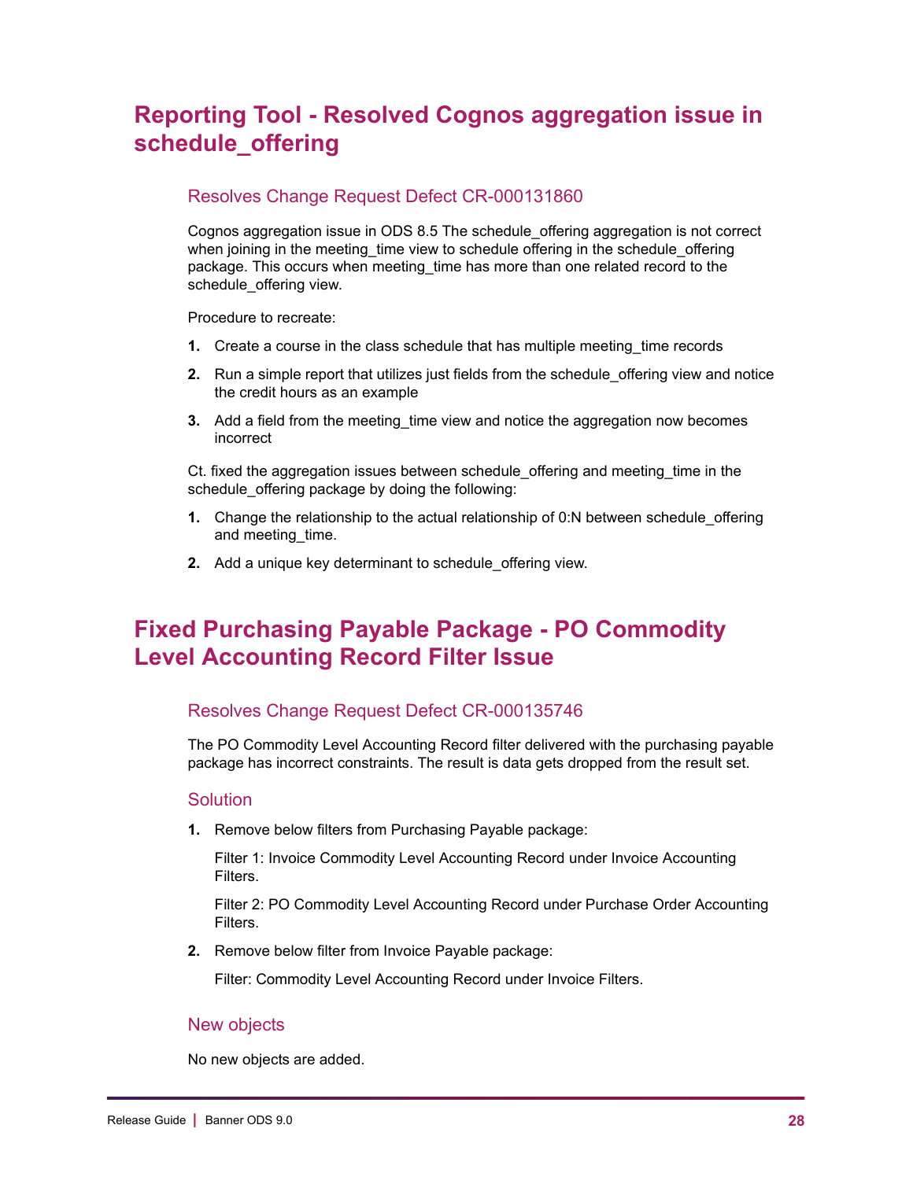# Reporting Tool - Resolved Cognos aggregation issue in schedule_offering

## Resolves Change Request Defect CR-000131860

Cognos aggregation issue in ODS 8.5 The schedule_offering aggregation is not correct when joining in the meeting_time view to schedule offering in the schedule_offering package. This occurs when meeting_time has more than one related record to the schedule_offering view.

Procedure to recreate:

1. Create a course in the class schedule that has multiple meeting_time records
2. Run a simple report that utilizes just fields from the schedule_offering view and notice the credit hours as an example
3. Add a field from the meeting_time view and notice the aggregation now becomes incorrect

Ct. fixed the aggregation issues between schedule_offering and meeting_time in the schedule_offering package by doing the following:

1. Change the relationship to the actual relationship of 0:N between schedule_offering and meeting_time.
2. Add a unique key determinant to schedule_offering view.

# Fixed Purchasing Payable Package - PO Commodity Level Accounting Record Filter Issue

## Resolves Change Request Defect CR-000135746

The PO Commodity Level Accounting Record filter delivered with the purchasing payable package has incorrect constraints. The result is data gets dropped from the result set.

## Solution

1. Remove below filters from Purchasing Payable package:

   Filter 1: Invoice Commodity Level Accounting Record under Invoice Accounting Filters.

   Filter 2: PO Commodity Level Accounting Record under Purchase Order Accounting Filters.

2. Remove below filter from Invoice Payable package:

   Filter: Commodity Level Accounting Record under Invoice Filters.

## New objects

No new objects are added.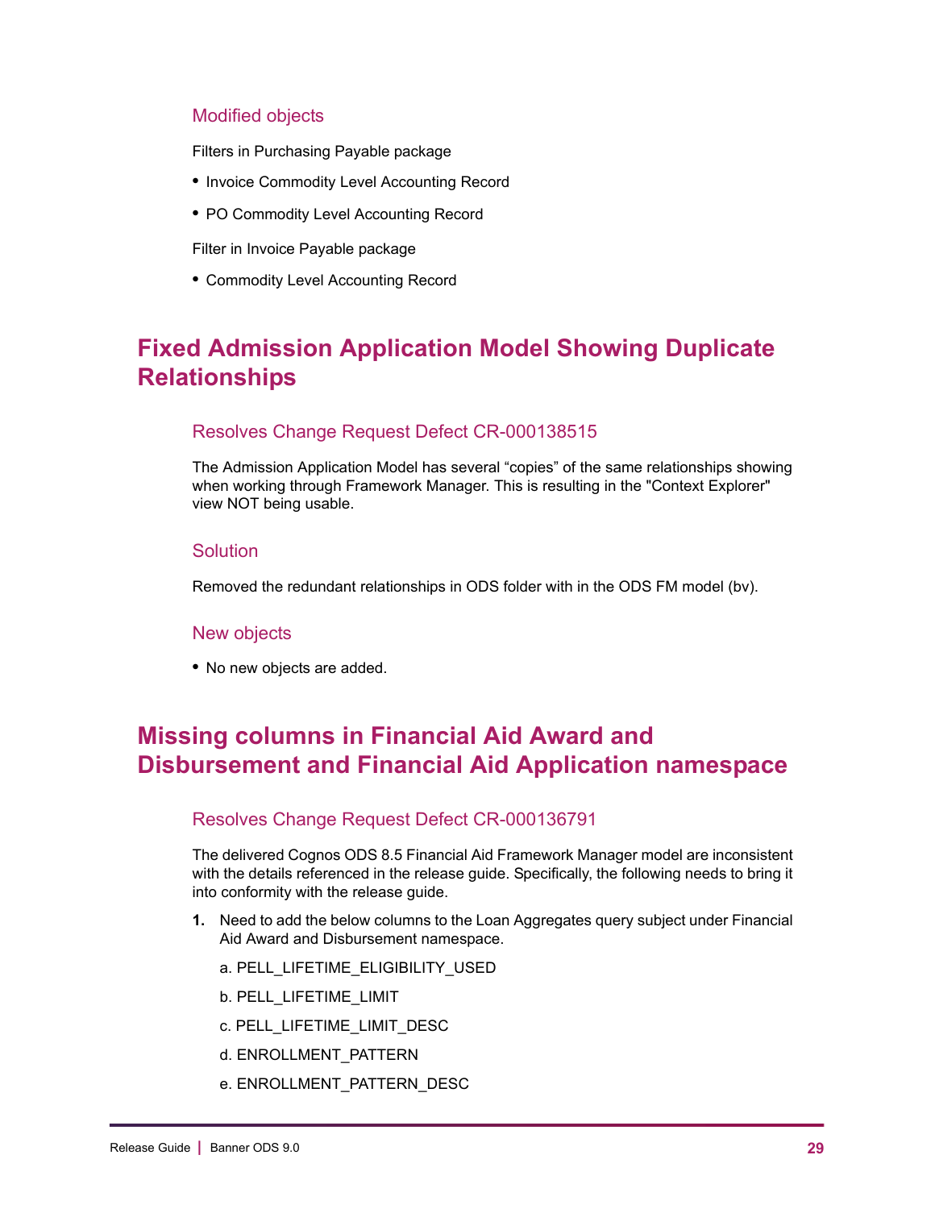### Modified objects

Filters in Purchasing Payable package

- Invoice Commodity Level Accounting Record
- PO Commodity Level Accounting Record

Filter in Invoice Payable package

- Commodity Level Accounting Record

## Fixed Admission Application Model Showing Duplicate Relationships

### Resolves Change Request Defect CR-000138515

The Admission Application Model has several “copies” of the same relationships showing when working through Framework Manager. This is resulting in the "Context Explorer" view NOT being usable.

### Solution

Removed the redundant relationships in ODS folder with in the ODS FM model (bv).

### New objects

- No new objects are added.

## Missing columns in Financial Aid Award and Disbursement and Financial Aid Application namespace

### Resolves Change Request Defect CR-000136791

The delivered Cognos ODS 8.5 Financial Aid Framework Manager model are inconsistent with the details referenced in the release guide. Specifically, the following needs to bring it into conformity with the release guide.

1. Need to add the below columns to the Loan Aggregates query subject under Financial Aid Award and Disbursement namespace.

   a. PELL_LIFETIME_ELIGIBILITY_USED

   b. PELL_LIFETIME_LIMIT

   c. PELL_LIFETIME_LIMIT_DESC

   d. ENROLLMENT_PATTERN

   e. ENROLLMENT_PATTERN_DESC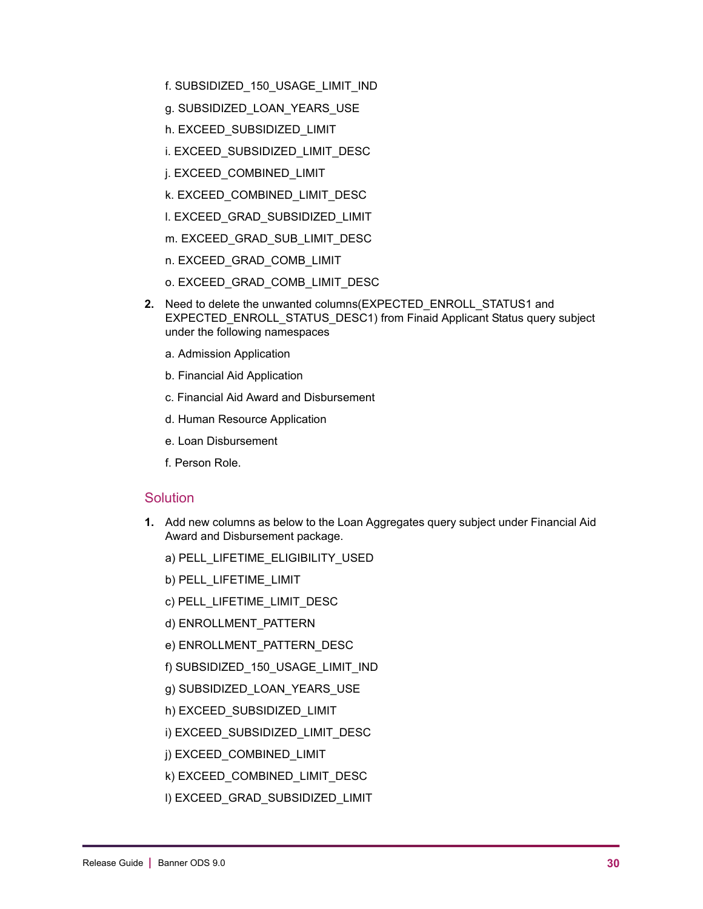f. SUBSIDIZED_150_USAGE_LIMIT_IND

g. SUBSIDIZED_LOAN_YEARS_USE

h. EXCEED_SUBSIDIZED_LIMIT

i. EXCEED_SUBSIDIZED_LIMIT_DESC

j. EXCEED_COMBINED_LIMIT

k. EXCEED_COMBINED_LIMIT_DESC

l. EXCEED_GRAD_SUBSIDIZED_LIMIT

m. EXCEED_GRAD_SUB_LIMIT_DESC

n. EXCEED_GRAD_COMB_LIMIT

o. EXCEED_GRAD_COMB_LIMIT_DESC

2. Need to delete the unwanted columns(EXPECTED_ENROLL_STATUS1 and EXPECTED_ENROLL_STATUS_DESC1) from Finaid Applicant Status query subject under the following namespaces

   a. Admission Application

   b. Financial Aid Application

   c. Financial Aid Award and Disbursement

   d. Human Resource Application

   e. Loan Disbursement

   f. Person Role.

## Solution

1. Add new columns as below to the Loan Aggregates query subject under Financial Aid Award and Disbursement package.

   a) PELL_LIFETIME_ELIGIBILITY_USED

   b) PELL_LIFETIME_LIMIT

   c) PELL_LIFETIME_LIMIT_DESC

   d) ENROLLMENT_PATTERN

   e) ENROLLMENT_PATTERN_DESC

   f) SUBSIDIZED_150_USAGE_LIMIT_IND

   g) SUBSIDIZED_LOAN_YEARS_USE

   h) EXCEED_SUBSIDIZED_LIMIT

   i) EXCEED_SUBSIDIZED_LIMIT_DESC

   j) EXCEED_COMBINED_LIMIT

   k) EXCEED_COMBINED_LIMIT_DESC

   l) EXCEED_GRAD_SUBSIDIZED_LIMIT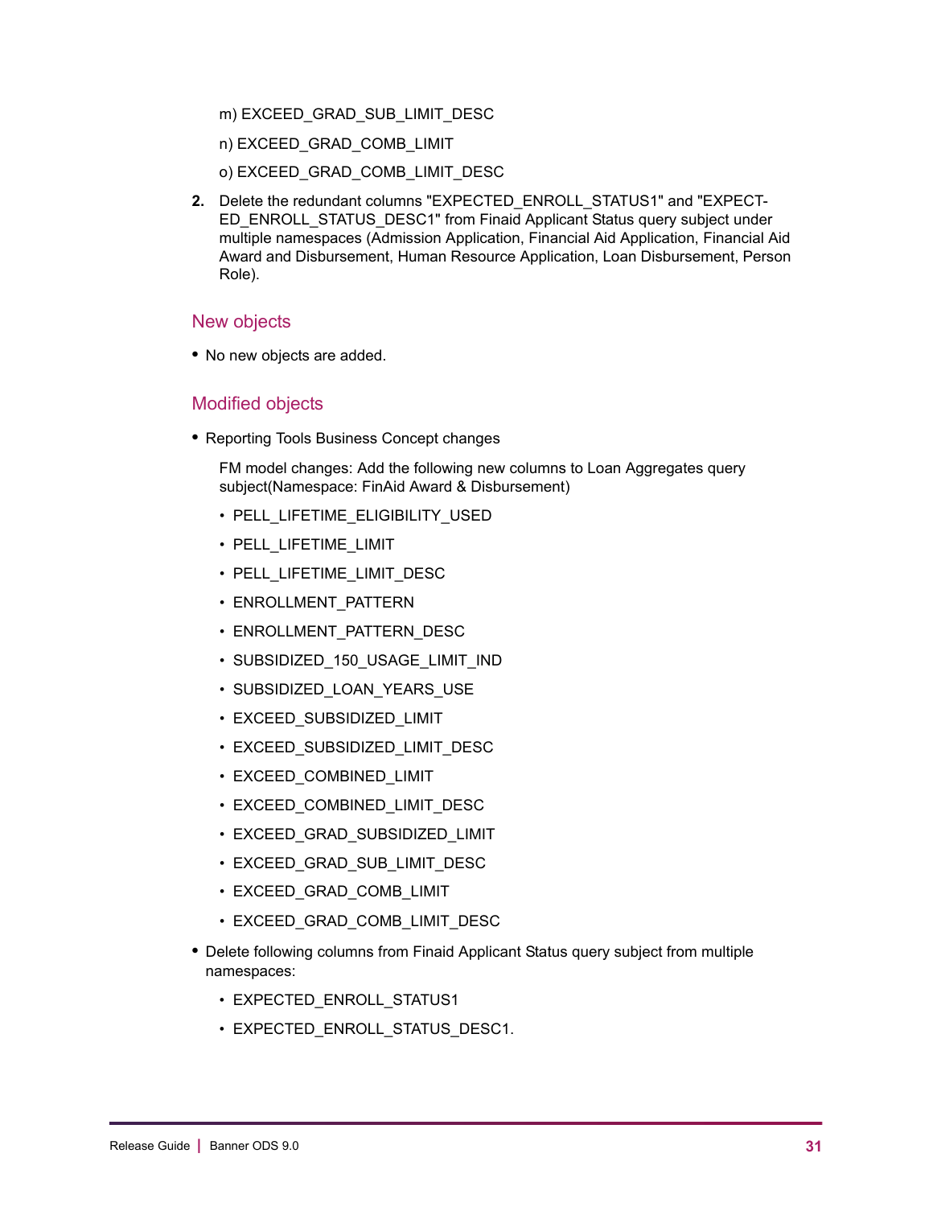m) EXCEED_GRAD_SUB_LIMIT_DESC

n) EXCEED_GRAD_COMB_LIMIT

o) EXCEED_GRAD_COMB_LIMIT_DESC

2. Delete the redundant columns "EXPECTED_ENROLL_STATUS1" and "EXPECTED_ENROLL_STATUS_DESC1" from Finaid Applicant Status query subject under multiple namespaces (Admission Application, Financial Aid Application, Financial Aid Award and Disbursement, Human Resource Application, Loan Disbursement, Person Role).

## New objects

- No new objects are added.

## Modified objects

- Reporting Tools Business Concept changes

  FM model changes: Add the following new columns to Loan Aggregates query subject(Namespace: FinAid Award & Disbursement)

  - PELL_LIFETIME_ELIGIBILITY_USED
  - PELL_LIFETIME_LIMIT
  - PELL_LIFETIME_LIMIT_DESC
  - ENROLLMENT_PATTERN
  - ENROLLMENT_PATTERN_DESC
  - SUBSIDIZED_150_USAGE_LIMIT_IND
  - SUBSIDIZED_LOAN_YEARS_USE
  - EXCEED_SUBSIDIZED_LIMIT
  - EXCEED_SUBSIDIZED_LIMIT_DESC
  - EXCEED_COMBINED_LIMIT
  - EXCEED_COMBINED_LIMIT_DESC
  - EXCEED_GRAD_SUBSIDIZED_LIMIT
  - EXCEED_GRAD_SUB_LIMIT_DESC
  - EXCEED_GRAD_COMB_LIMIT
  - EXCEED_GRAD_COMB_LIMIT_DESC

- Delete following columns from Finaid Applicant Status query subject from multiple namespaces:

  - EXPECTED_ENROLL_STATUS1
  - EXPECTED_ENROLL_STATUS_DESC1.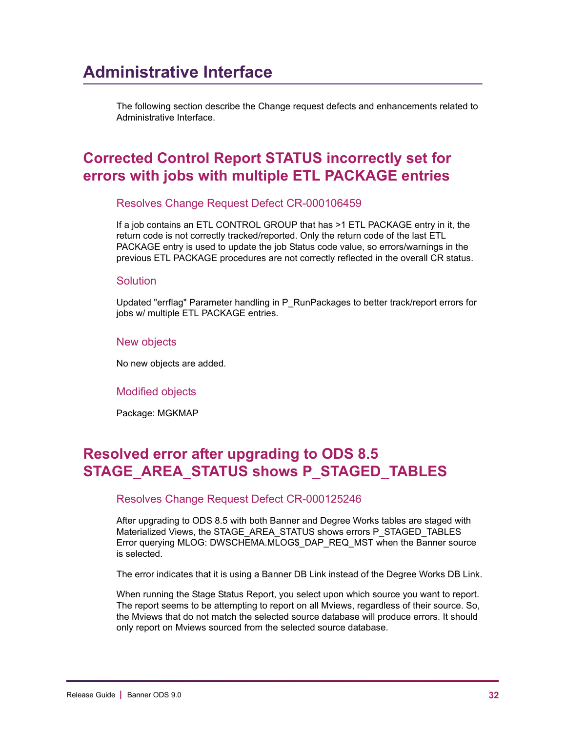# Administrative Interface

The following section describe the Change request defects and enhancements related to Administrative Interface.

## Corrected Control Report STATUS incorrectly set for errors with jobs with multiple ETL PACKAGE entries

### Resolves Change Request Defect CR-000106459

If a job contains an ETL CONTROL GROUP that has >1 ETL PACKAGE entry in it, the return code is not correctly tracked/reported. Only the return code of the last ETL PACKAGE entry is used to update the job Status code value, so errors/warnings in the previous ETL PACKAGE procedures are not correctly reflected in the overall CR status.

### Solution

Updated "errflag" Parameter handling in P_RunPackages to better track/report errors for jobs w/ multiple ETL PACKAGE entries.

### New objects

No new objects are added.

### Modified objects

Package: MGKMAP

## Resolved error after upgrading to ODS 8.5 STAGE_AREA_STATUS shows P_STAGED_TABLES

### Resolves Change Request Defect CR-000125246

After upgrading to ODS 8.5 with both Banner and Degree Works tables are staged with Materialized Views, the STAGE_AREA_STATUS shows errors P_STAGED_TABLES Error querying MLOG: DWSCHEMA.MLOG$_DAP_REQ_MST when the Banner source is selected.

The error indicates that it is using a Banner DB Link instead of the Degree Works DB Link.

When running the Stage Status Report, you select upon which source you want to report. The report seems to be attempting to report on all Mviews, regardless of their source. So, the Mviews that do not match the selected source database will produce errors. It should only report on Mviews sourced from the selected source database.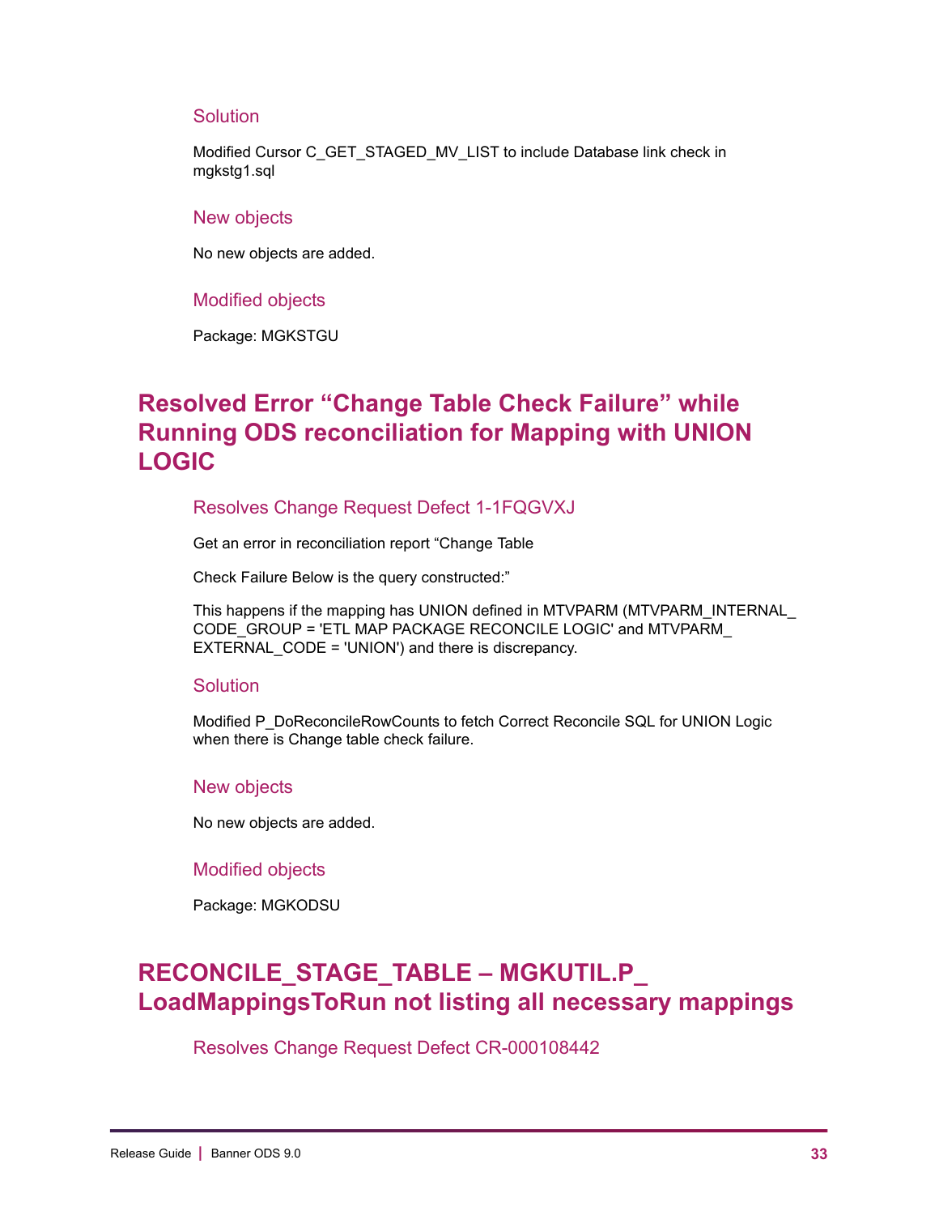### Solution

Modified Cursor C_GET_STAGED_MV_LIST to include Database link check in mgkstg1.sql

### New objects

No new objects are added.

### Modified objects

Package: MGKSTGU

## Resolved Error “Change Table Check Failure” while Running ODS reconciliation for Mapping with UNION LOGIC

### Resolves Change Request Defect 1-1FQGVXJ

Get an error in reconciliation report “Change Table

Check Failure Below is the query constructed:”

This happens if the mapping has UNION defined in MTVPARM (MTVPARM_INTERNAL_CODE_GROUP = 'ETL MAP PACKAGE RECONCILE LOGIC' and MTVPARM_EXTERNAL_CODE = 'UNION') and there is discrepancy.

### Solution

Modified P_DoReconcileRowCounts to fetch Correct Reconcile SQL for UNION Logic when there is Change table check failure.

### New objects

No new objects are added.

### Modified objects

Package: MGKODSU

## RECONCILE_STAGE_TABLE – MGKUTIL.P_LoadMappingsToRun not listing all necessary mappings

### Resolves Change Request Defect CR-000108442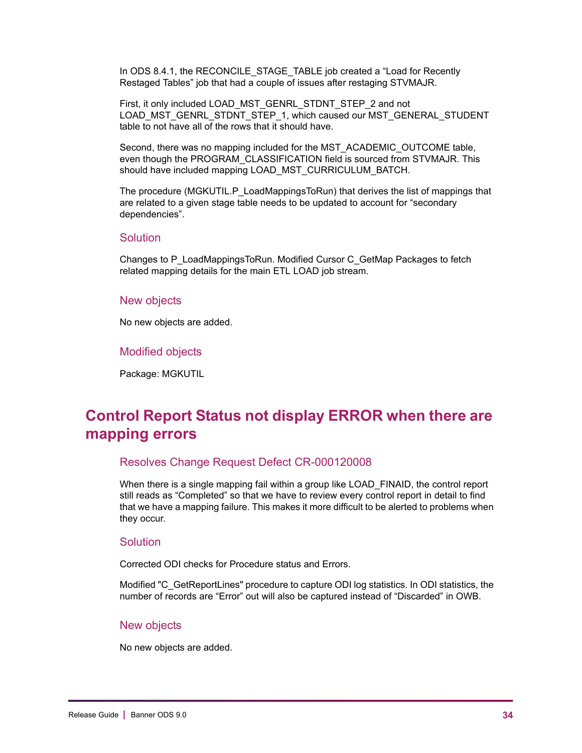In ODS 8.4.1, the RECONCILE_STAGE_TABLE job created a “Load for Recently Restaged Tables” job that had a couple of issues after restaging STVMAJR.

First, it only included LOAD_MST_GENRL_STDNT_STEP_2 and not LOAD_MST_GENRL_STDNT_STEP_1, which caused our MST_GENERAL_STUDENT table to not have all of the rows that it should have.

Second, there was no mapping included for the MST_ACADEMIC_OUTCOME table, even though the PROGRAM_CLASSIFICATION field is sourced from STVMAJR. This should have included mapping LOAD_MST_CURRICULUM_BATCH.

The procedure (MGKUTIL.P_LoadMappingsToRun) that derives the list of mappings that are related to a given stage table needs to be updated to account for “secondary dependencies”.

### Solution

Changes to P_LoadMappingsToRun. Modified Cursor C_GetMap Packages to fetch related mapping details for the main ETL LOAD job stream.

### New objects

No new objects are added.

### Modified objects

Package: MGKUTIL

## Control Report Status not display ERROR when there are mapping errors

### Resolves Change Request Defect CR-000120008

When there is a single mapping fail within a group like LOAD_FINAID, the control report still reads as “Completed” so that we have to review every control report in detail to find that we have a mapping failure. This makes it more difficult to be alerted to problems when they occur.

### Solution

Corrected ODI checks for Procedure status and Errors.

Modified "C_GetReportLines" procedure to capture ODI log statistics. In ODI statistics, the number of records are “Error” out will also be captured instead of “Discarded” in OWB.

### New objects

No new objects are added.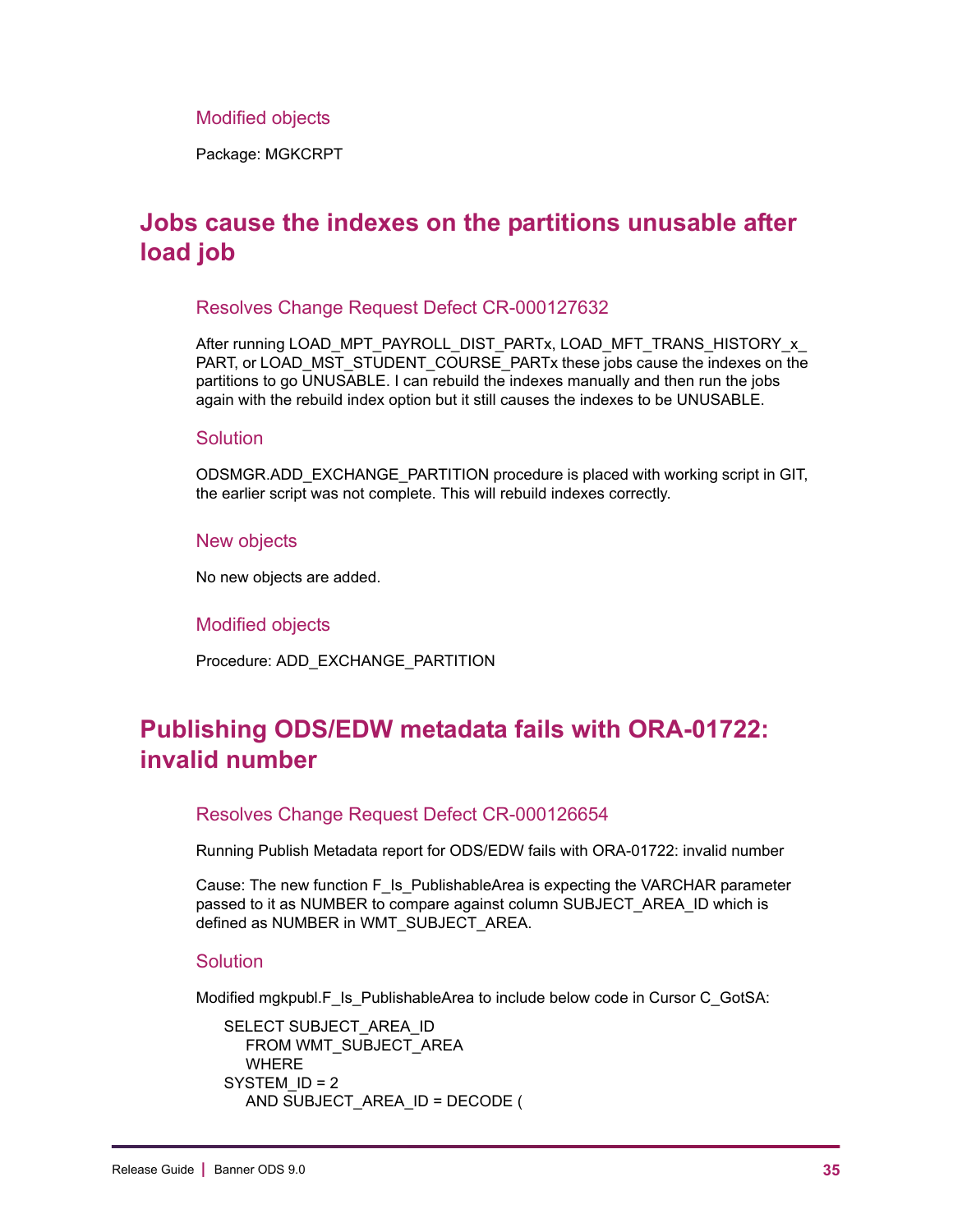### Modified objects

Package: MGKCRPT

## Jobs cause the indexes on the partitions unusable after load job

### Resolves Change Request Defect CR-000127632

After running LOAD_MPT_PAYROLL_DIST_PARTx, LOAD_MFT_TRANS_HISTORY_x_PART, or LOAD_MST_STUDENT_COURSE_PARTx these jobs cause the indexes on the partitions to go UNUSABLE. I can rebuild the indexes manually and then run the jobs again with the rebuild index option but it still causes the indexes to be UNUSABLE.

### Solution

ODSMGR.ADD_EXCHANGE_PARTITION procedure is placed with working script in GIT, the earlier script was not complete. This will rebuild indexes correctly.

### New objects

No new objects are added.

### Modified objects

Procedure: ADD_EXCHANGE_PARTITION

## Publishing ODS/EDW metadata fails with ORA-01722: invalid number

### Resolves Change Request Defect CR-000126654

Running Publish Metadata report for ODS/EDW fails with ORA-01722: invalid number

Cause: The new function F_Is_PublishableArea is expecting the VARCHAR parameter passed to it as NUMBER to compare against column SUBJECT_AREA_ID which is defined as NUMBER in WMT_SUBJECT_AREA.

### Solution

Modified mgkpubl.F_Is_PublishableArea to include below code in Cursor C_GotSA:

```
SELECT SUBJECT_AREA_ID
    FROM WMT_SUBJECT_AREA
    WHERE
SYSTEM_ID = 2
    AND SUBJECT_AREA_ID = DECODE (
```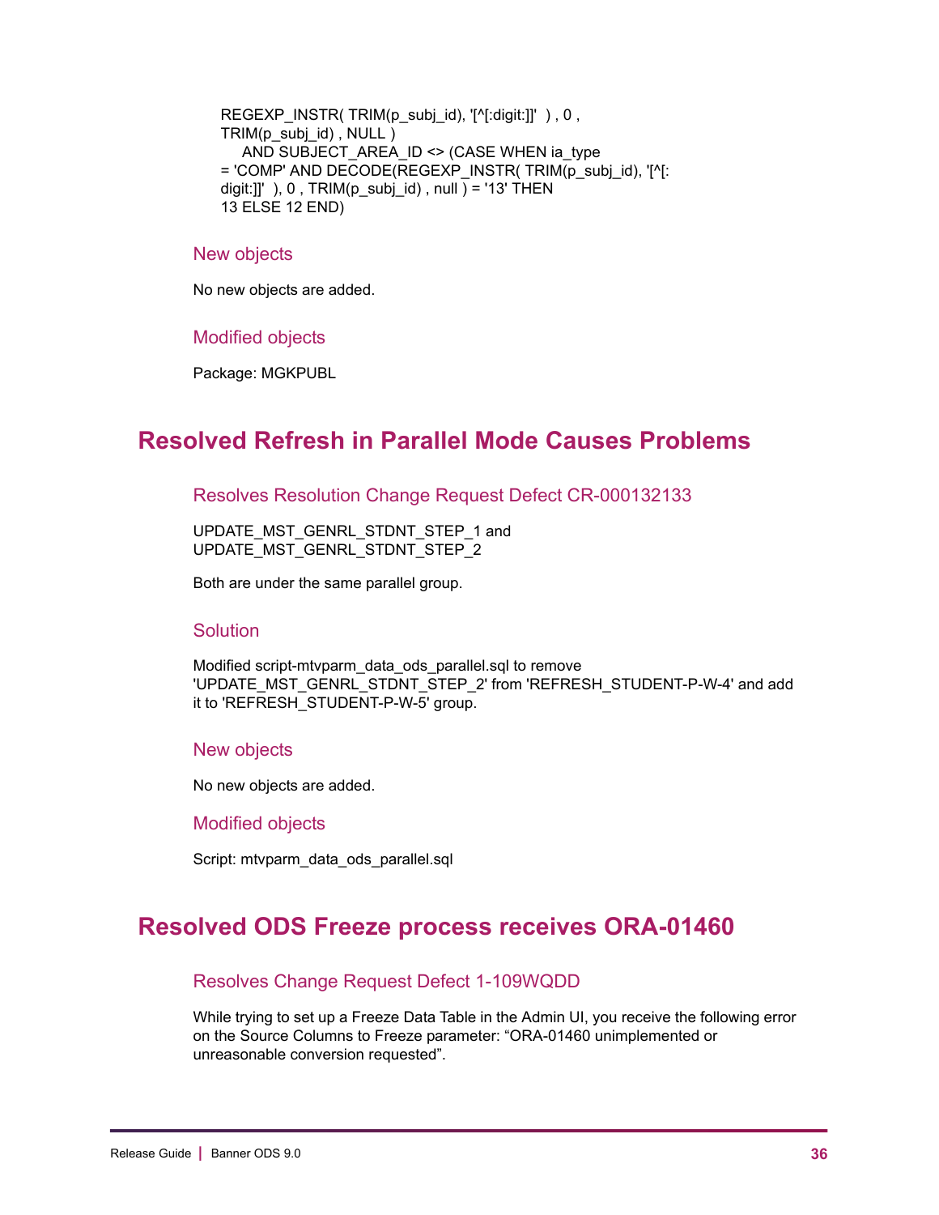```
REGEXP_INSTR( TRIM(p_subj_id), '[^[:digit:]]'  ) , 0 ,
TRIM(p_subj_id) , NULL )
    AND SUBJECT_AREA_ID <> (CASE WHEN ia_type
= 'COMP' AND DECODE(REGEXP_INSTR( TRIM(p_subj_id), '[^[:
digit:]]'  ), 0 , TRIM(p_subj_id) , null ) = '13' THEN
13 ELSE 12 END)
```

### New objects

No new objects are added.

### Modified objects

Package: MGKPUBL

## Resolved Refresh in Parallel Mode Causes Problems

### Resolves Resolution Change Request Defect CR-000132133

UPDATE_MST_GENRL_STDNT_STEP_1 and
UPDATE_MST_GENRL_STDNT_STEP_2

Both are under the same parallel group.

### Solution

Modified script-mtvparm_data_ods_parallel.sql to remove 'UPDATE_MST_GENRL_STDNT_STEP_2' from 'REFRESH_STUDENT-P-W-4' and add it to 'REFRESH_STUDENT-P-W-5' group.

### New objects

No new objects are added.

### Modified objects

Script: mtvparm_data_ods_parallel.sql

## Resolved ODS Freeze process receives ORA-01460

### Resolves Change Request Defect 1-109WQDD

While trying to set up a Freeze Data Table in the Admin UI, you receive the following error on the Source Columns to Freeze parameter: "ORA-01460 unimplemented or unreasonable conversion requested".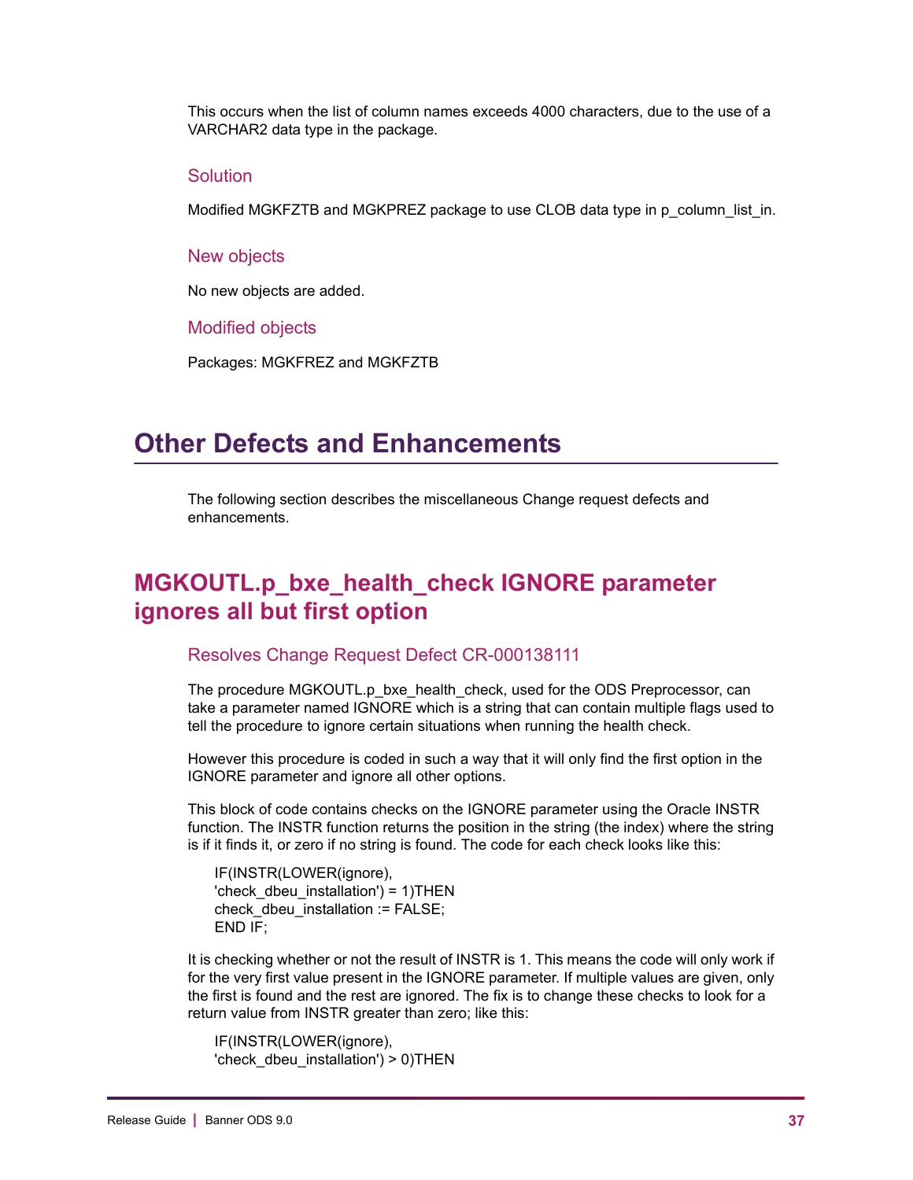This occurs when the list of column names exceeds 4000 characters, due to the use of a VARCHAR2 data type in the package.

### Solution

Modified MGKFZTB and MGKPREZ package to use CLOB data type in p_column_list_in.

### New objects

No new objects are added.

### Modified objects

Packages: MGKFREZ and MGKFZTB

# Other Defects and Enhancements

The following section describes the miscellaneous Change request defects and enhancements.

## MGKOUTL.p_bxe_health_check IGNORE parameter ignores all but first option

### Resolves Change Request Defect CR-000138111

The procedure MGKOUTL.p_bxe_health_check, used for the ODS Preprocessor, can take a parameter named IGNORE which is a string that can contain multiple flags used to tell the procedure to ignore certain situations when running the health check.

However this procedure is coded in such a way that it will only find the first option in the IGNORE parameter and ignore all other options.

This block of code contains checks on the IGNORE parameter using the Oracle INSTR function. The INSTR function returns the position in the string (the index) where the string is if it finds it, or zero if no string is found. The code for each check looks like this:

```
IF(INSTR(LOWER(ignore),
'check_dbeu_installation') = 1)THEN
check_dbeu_installation := FALSE;
END IF;
```

It is checking whether or not the result of INSTR is 1. This means the code will only work if for the very first value present in the IGNORE parameter. If multiple values are given, only the first is found and the rest are ignored. The fix is to change these checks to look for a return value from INSTR greater than zero; like this:

```
IF(INSTR(LOWER(ignore),
'check_dbeu_installation') > 0)THEN
```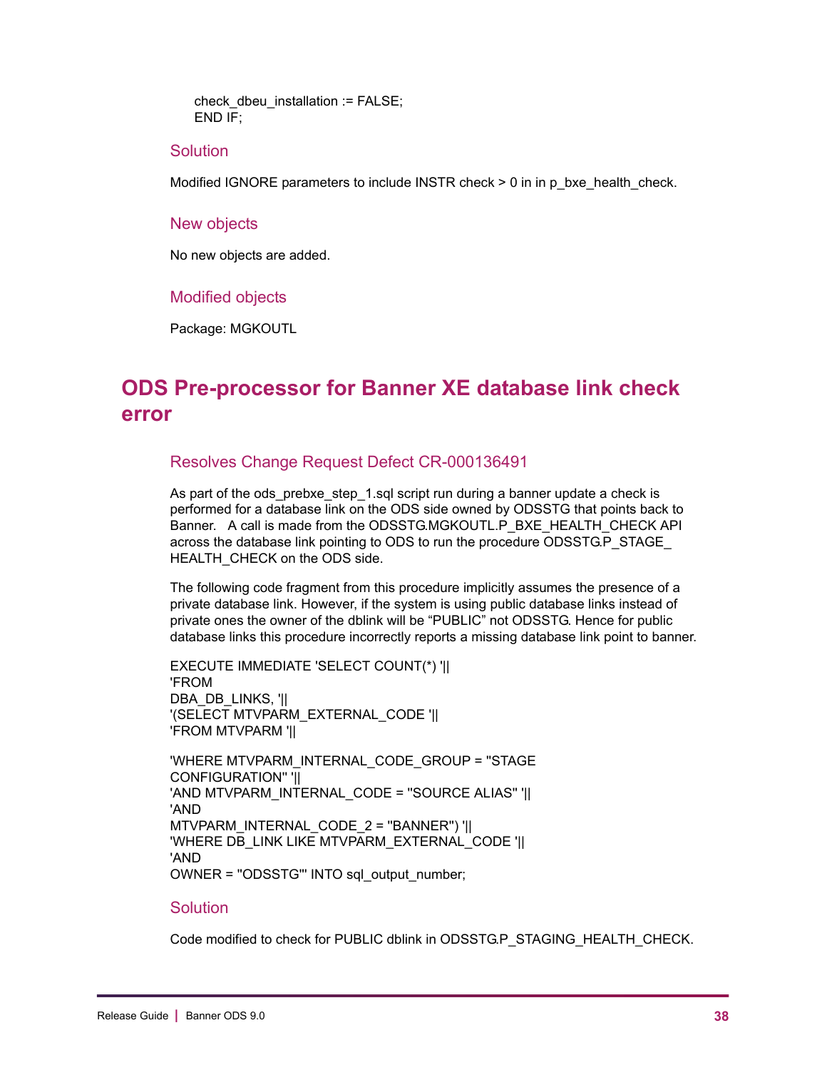```
check_dbeu_installation := FALSE;
END IF;
```

### Solution

Modified IGNORE parameters to include INSTR check > 0 in in p_bxe_health_check.

### New objects

No new objects are added.

### Modified objects

Package: MGKOUTL

## ODS Pre-processor for Banner XE database link check error

### Resolves Change Request Defect CR-000136491

As part of the ods_prebxe_step_1.sql script run during a banner update a check is performed for a database link on the ODS side owned by ODSSTG that points back to Banner.   A call is made from the ODSSTG.MGKOUTL.P_BXE_HEALTH_CHECK API across the database link pointing to ODS to run the procedure ODSSTG.P_STAGE_ HEALTH_CHECK on the ODS side.

The following code fragment from this procedure implicitly assumes the presence of a private database link. However, if the system is using public database links instead of private ones the owner of the dblink will be “PUBLIC” not ODSSTG. Hence for public database links this procedure incorrectly reports a missing database link point to banner.

```
EXECUTE IMMEDIATE 'SELECT COUNT(*) '||
'FROM
DBA_DB_LINKS, '||
'(SELECT MTVPARM_EXTERNAL_CODE '||
'FROM MTVPARM '||

'WHERE MTVPARM_INTERNAL_CODE_GROUP = ''STAGE
CONFIGURATION'' '||
'AND MTVPARM_INTERNAL_CODE = ''SOURCE ALIAS'' '||
'AND
MTVPARM_INTERNAL_CODE_2 = ''BANNER'') '||
'WHERE DB_LINK LIKE MTVPARM_EXTERNAL_CODE '||
'AND
OWNER = ''ODSSTG''' INTO sql_output_number;
```

### Solution

Code modified to check for PUBLIC dblink in ODSSTG.P_STAGING_HEALTH_CHECK.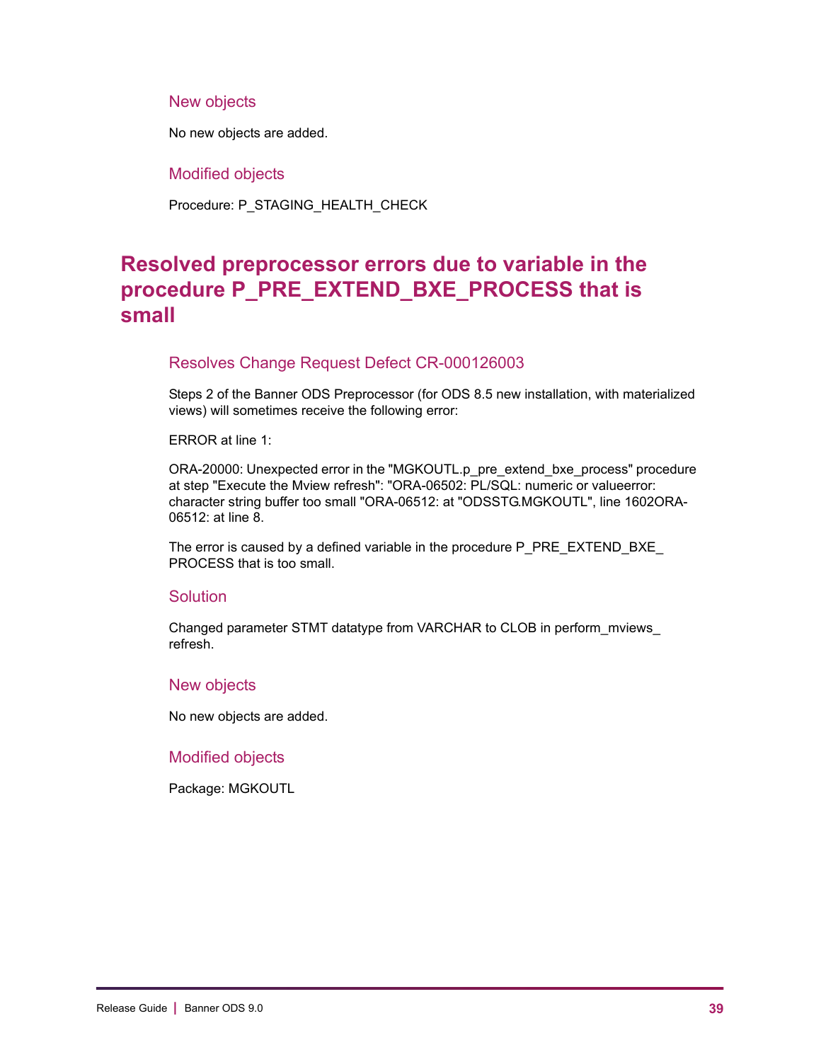### New objects

No new objects are added.

### Modified objects

Procedure: P_STAGING_HEALTH_CHECK

## Resolved preprocessor errors due to variable in the procedure P_PRE_EXTEND_BXE_PROCESS that is small

### Resolves Change Request Defect CR-000126003

Steps 2 of the Banner ODS Preprocessor (for ODS 8.5 new installation, with materialized views) will sometimes receive the following error:

ERROR at line 1:

ORA-20000: Unexpected error in the "MGKOUTL.p_pre_extend_bxe_process" procedure at step "Execute the Mview refresh": "ORA-06502: PL/SQL: numeric or valueerror: character string buffer too small "ORA-06512: at "ODSSTG.MGKOUTL", line 1602ORA-06512: at line 8.

The error is caused by a defined variable in the procedure P_PRE_EXTEND_BXE_PROCESS that is too small.

### Solution

Changed parameter STMT datatype from VARCHAR to CLOB in perform_mviews_refresh.

### New objects

No new objects are added.

### Modified objects

Package: MGKOUTL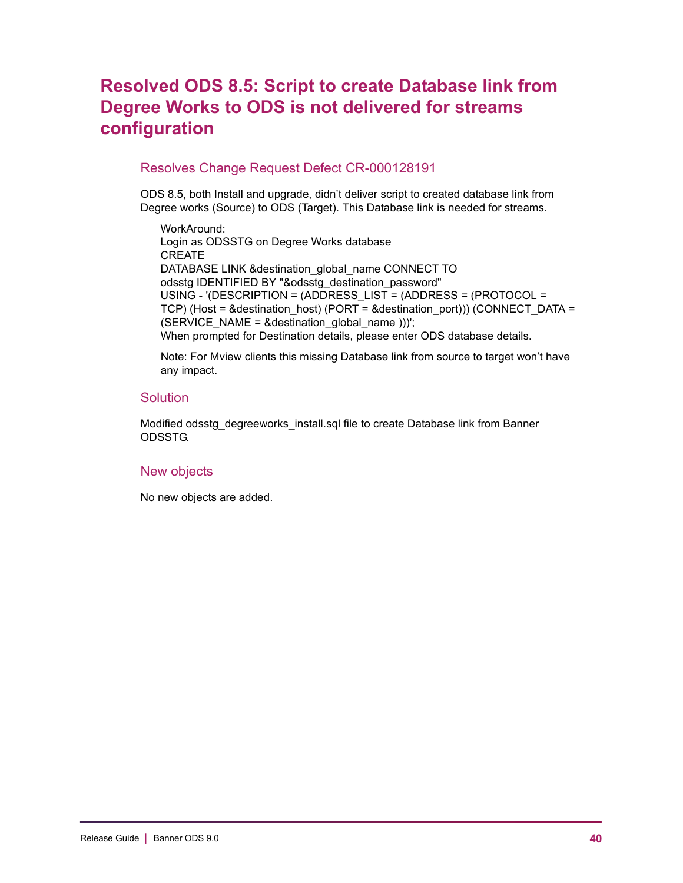# Resolved ODS 8.5: Script to create Database link from Degree Works to ODS is not delivered for streams configuration

## Resolves Change Request Defect CR-000128191

ODS 8.5, both Install and upgrade, didn’t deliver script to created database link from Degree works (Source) to ODS (Target). This Database link is needed for streams.

WorkAround:
Login as ODSSTG on Degree Works database
CREATE
DATABASE LINK &destination_global_name CONNECT TO
odsstg IDENTIFIED BY "&odsstg_destination_password"
USING - '(DESCRIPTION = (ADDRESS_LIST = (ADDRESS = (PROTOCOL =
TCP) (Host = &destination_host) (PORT = &destination_port))) (CONNECT_DATA =
(SERVICE_NAME = &destination_global_name )))';
When prompted for Destination details, please enter ODS database details.

Note: For Mview clients this missing Database link from source to target won’t have any impact.

## Solution

Modified odsstg_degreeworks_install.sql file to create Database link from Banner ODSSTG.

## New objects

No new objects are added.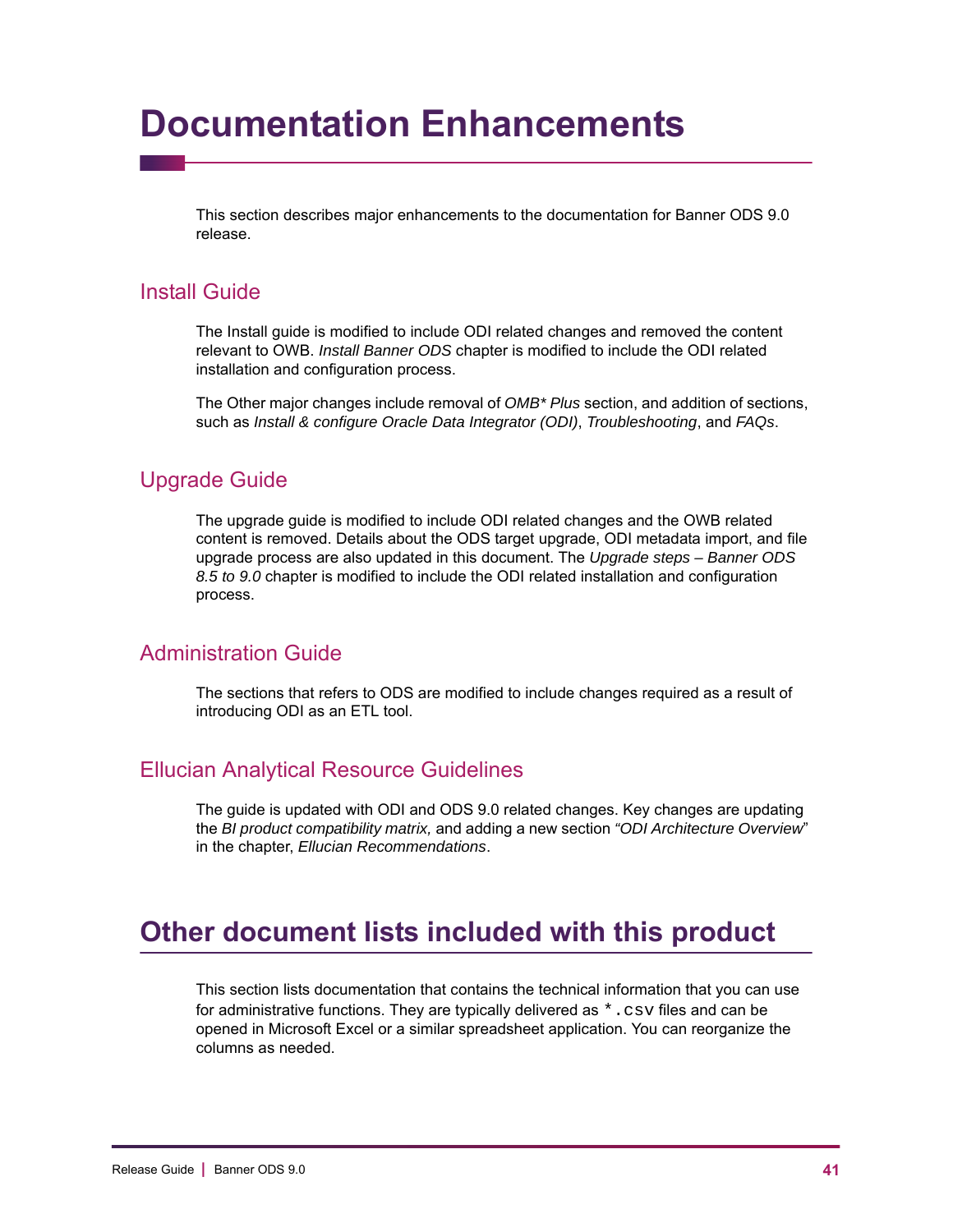# Documentation Enhancements

This section describes major enhancements to the documentation for Banner ODS 9.0 release.

## Install Guide

The Install guide is modified to include ODI related changes and removed the content relevant to OWB. *Install Banner ODS* chapter is modified to include the ODI related installation and configuration process.

The Other major changes include removal of *OMB* Plus* section, and addition of sections, such as *Install & configure Oracle Data Integrator (ODI)*, *Troubleshooting*, and *FAQs*.

## Upgrade Guide

The upgrade guide is modified to include ODI related changes and the OWB related content is removed. Details about the ODS target upgrade, ODI metadata import, and file upgrade process are also updated in this document. The *Upgrade steps – Banner ODS 8.5 to 9.0* chapter is modified to include the ODI related installation and configuration process.

## Administration Guide

The sections that refers to ODS are modified to include changes required as a result of introducing ODI as an ETL tool.

## Ellucian Analytical Resource Guidelines

The guide is updated with ODI and ODS 9.0 related changes. Key changes are updating the *BI product compatibility matrix,* and adding a new section *"ODI Architecture Overview*" in the chapter, *Ellucian Recommendations*.

# Other document lists included with this product

This section lists documentation that contains the technical information that you can use for administrative functions. They are typically delivered as `*.csv` files and can be opened in Microsoft Excel or a similar spreadsheet application. You can reorganize the columns as needed.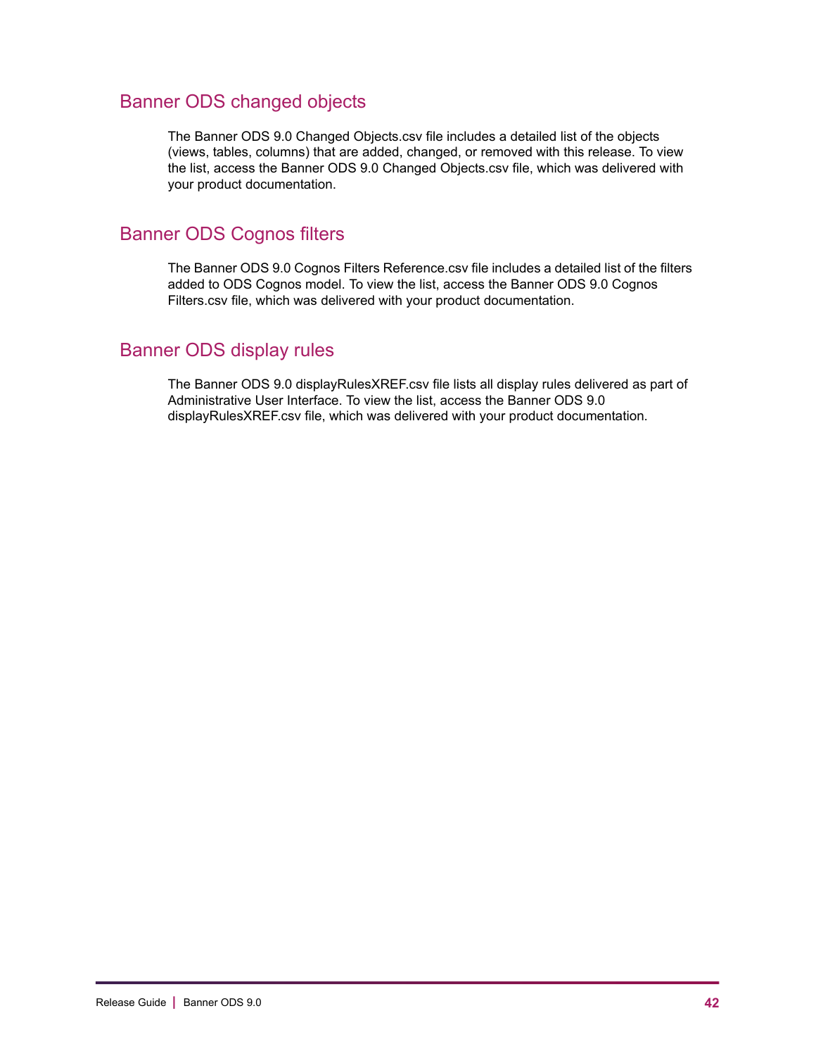## Banner ODS changed objects

The Banner ODS 9.0 Changed Objects.csv file includes a detailed list of the objects (views, tables, columns) that are added, changed, or removed with this release. To view the list, access the Banner ODS 9.0 Changed Objects.csv file, which was delivered with your product documentation.

## Banner ODS Cognos filters

The Banner ODS 9.0 Cognos Filters Reference.csv file includes a detailed list of the filters added to ODS Cognos model. To view the list, access the Banner ODS 9.0 Cognos Filters.csv file, which was delivered with your product documentation.

## Banner ODS display rules

The Banner ODS 9.0 displayRulesXREF.csv file lists all display rules delivered as part of Administrative User Interface. To view the list, access the Banner ODS 9.0 displayRulesXREF.csv file, which was delivered with your product documentation.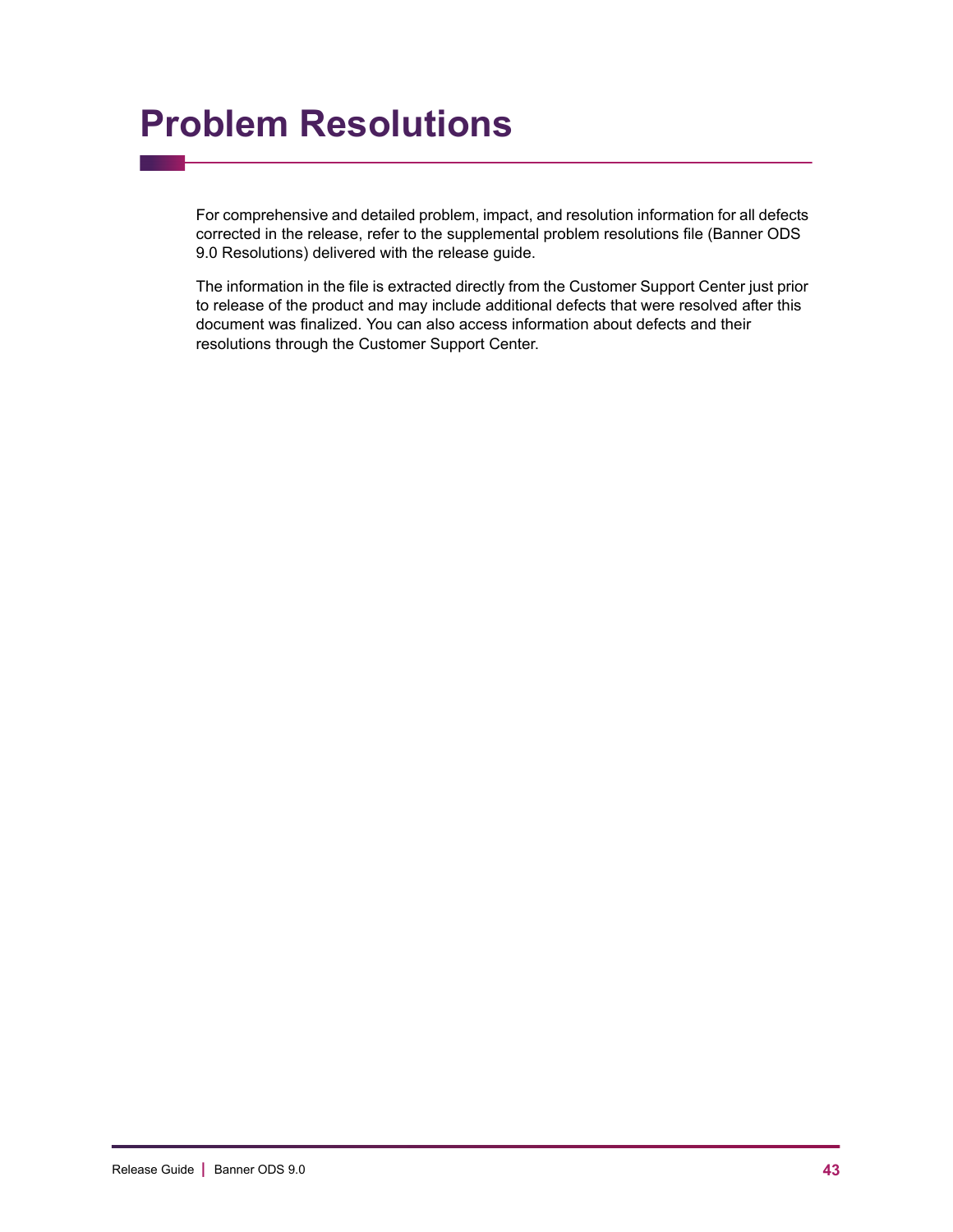# Problem Resolutions

For comprehensive and detailed problem, impact, and resolution information for all defects corrected in the release, refer to the supplemental problem resolutions file (Banner ODS 9.0 Resolutions) delivered with the release guide.

The information in the file is extracted directly from the Customer Support Center just prior to release of the product and may include additional defects that were resolved after this document was finalized. You can also access information about defects and their resolutions through the Customer Support Center.